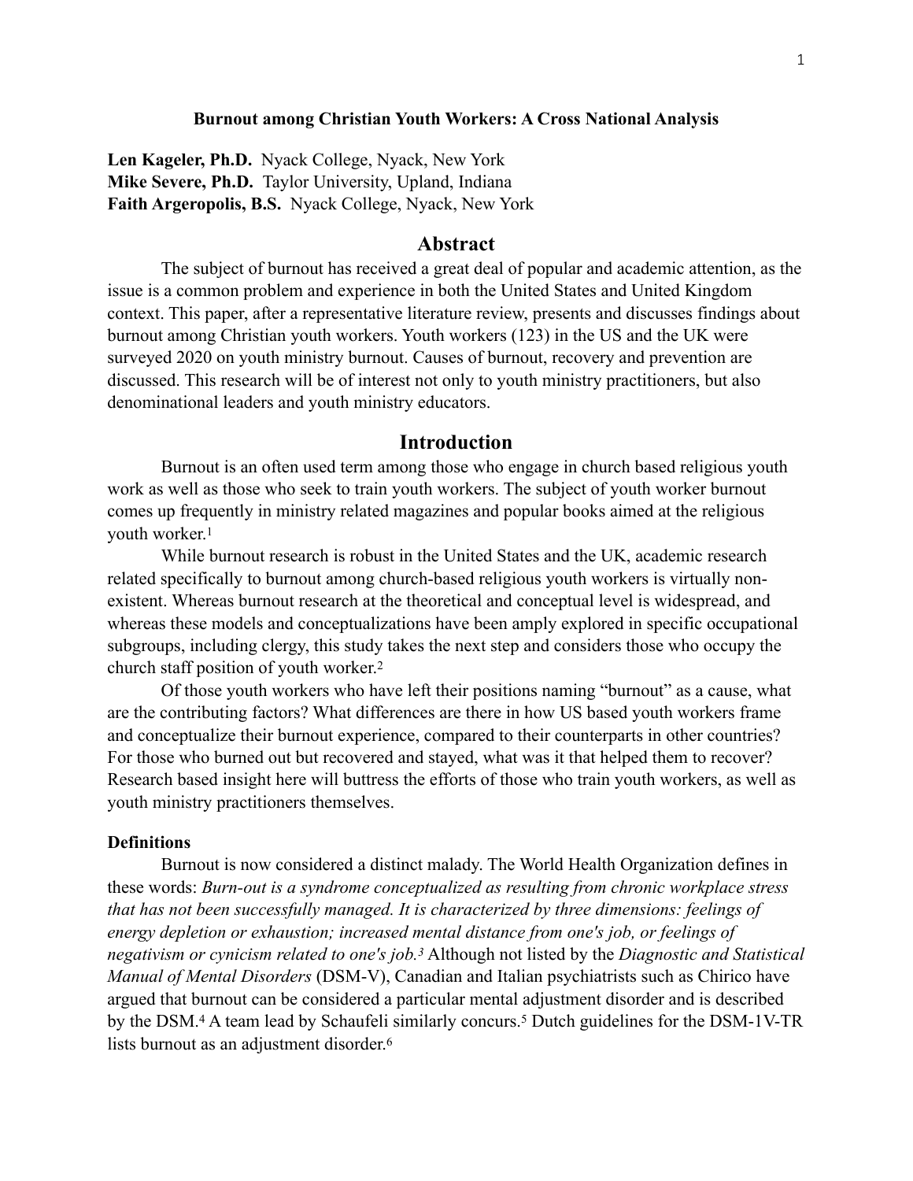# Burnout among Christian Youth Workers: A Cross National Analysis

**Len Kageler, Ph.D.** Nyack College, Nyack, New York
**Mike Severe, Ph.D.** Taylor University, Upland, Indiana
**Faith Argeropolis, B.S.** Nyack College, Nyack, New York

## Abstract

The subject of burnout has received a great deal of popular and academic attention, as the issue is a common problem and experience in both the United States and United Kingdom context. This paper, after a representative literature review, presents and discusses findings about burnout among Christian youth workers. Youth workers (123) in the US and the UK were surveyed 2020 on youth ministry burnout. Causes of burnout, recovery and prevention are discussed. This research will be of interest not only to youth ministry practitioners, but also denominational leaders and youth ministry educators.

## Introduction

Burnout is an often used term among those who engage in church based religious youth work as well as those who seek to train youth workers. The subject of youth worker burnout comes up frequently in ministry related magazines and popular books aimed at the religious youth worker.[1]

While burnout research is robust in the United States and the UK, academic research related specifically to burnout among church-based religious youth workers is virtually non-existent. Whereas burnout research at the theoretical and conceptual level is widespread, and whereas these models and conceptualizations have been amply explored in specific occupational subgroups, including clergy, this study takes the next step and considers those who occupy the church staff position of youth worker.[2]

Of those youth workers who have left their positions naming "burnout" as a cause, what are the contributing factors? What differences are there in how US based youth workers frame and conceptualize their burnout experience, compared to their counterparts in other countries? For those who burned out but recovered and stayed, what was it that helped them to recover? Research based insight here will buttress the efforts of those who train youth workers, as well as youth ministry practitioners themselves.

### Definitions

Burnout is now considered a distinct malady. The World Health Organization defines in these words: *Burn-out is a syndrome conceptualized as resulting from chronic workplace stress that has not been successfully managed. It is characterized by three dimensions: feelings of energy depletion or exhaustion; increased mental distance from one's job, or feelings of negativism or cynicism related to one's job.*[3] Although not listed by the *Diagnostic and Statistical Manual of Mental Disorders* (DSM-V), Canadian and Italian psychiatrists such as Chirico have argued that burnout can be considered a particular mental adjustment disorder and is described by the DSM.[4] A team lead by Schaufeli similarly concurs.[5] Dutch guidelines for the DSM-1V-TR lists burnout as an adjustment disorder.[6]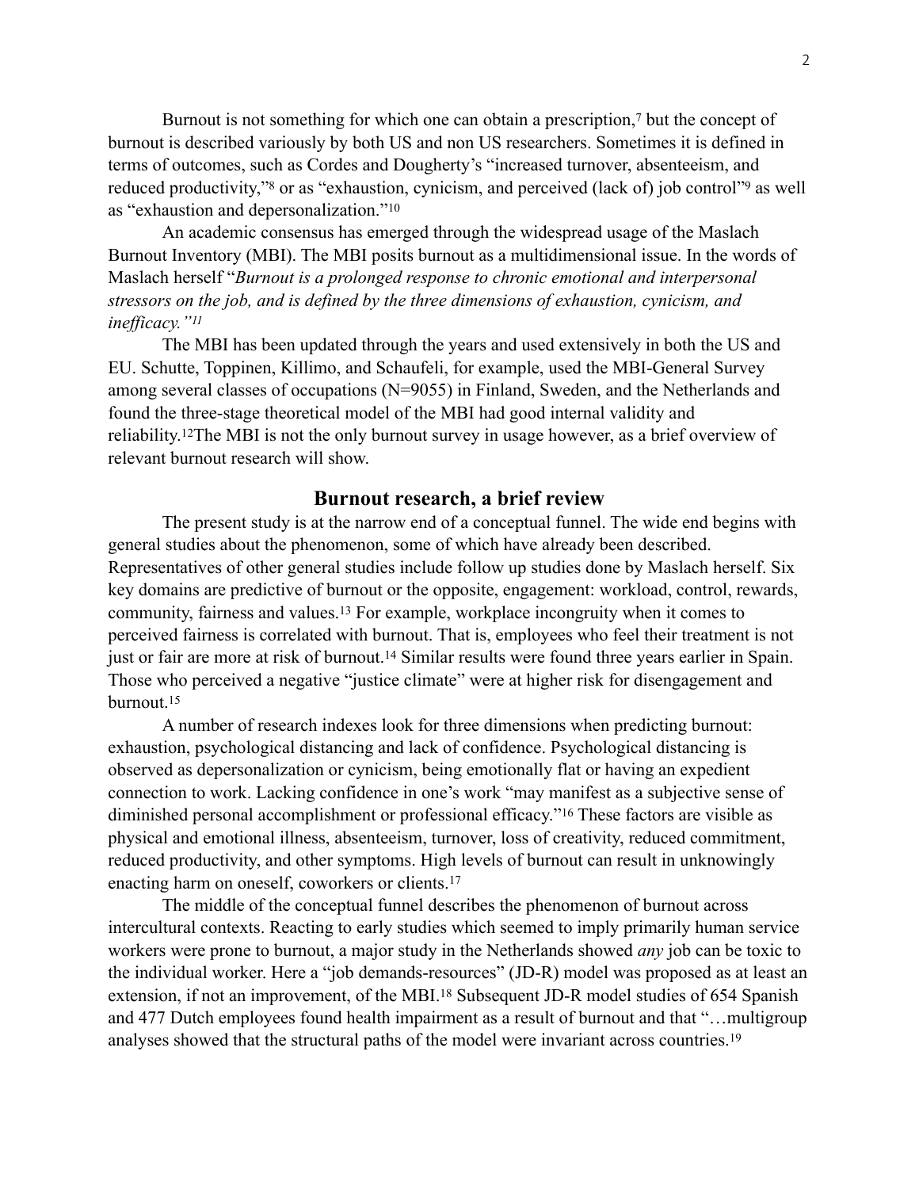Burnout is not something for which one can obtain a prescription,[7] but the concept of burnout is described variously by both US and non US researchers. Sometimes it is defined in terms of outcomes, such as Cordes and Dougherty's "increased turnover, absenteeism, and reduced productivity,"[8] or as "exhaustion, cynicism, and perceived (lack of) job control"[9] as well as "exhaustion and depersonalization."[10]

An academic consensus has emerged through the widespread usage of the Maslach Burnout Inventory (MBI). The MBI posits burnout as a multidimensional issue. In the words of Maslach herself "*Burnout is a prolonged response to chronic emotional and interpersonal stressors on the job, and is defined by the three dimensions of exhaustion, cynicism, and inefficacy."[11]*

The MBI has been updated through the years and used extensively in both the US and EU. Schutte, Toppinen, Killimo, and Schaufeli, for example, used the MBI-General Survey among several classes of occupations (N=9055) in Finland, Sweden, and the Netherlands and found the three-stage theoretical model of the MBI had good internal validity and reliability.[12]The MBI is not the only burnout survey in usage however, as a brief overview of relevant burnout research will show.

## Burnout research, a brief review

The present study is at the narrow end of a conceptual funnel. The wide end begins with general studies about the phenomenon, some of which have already been described. Representatives of other general studies include follow up studies done by Maslach herself. Six key domains are predictive of burnout or the opposite, engagement: workload, control, rewards, community, fairness and values.[13] For example, workplace incongruity when it comes to perceived fairness is correlated with burnout. That is, employees who feel their treatment is not just or fair are more at risk of burnout.[14] Similar results were found three years earlier in Spain. Those who perceived a negative "justice climate" were at higher risk for disengagement and burnout.[15]

A number of research indexes look for three dimensions when predicting burnout: exhaustion, psychological distancing and lack of confidence. Psychological distancing is observed as depersonalization or cynicism, being emotionally flat or having an expedient connection to work. Lacking confidence in one's work "may manifest as a subjective sense of diminished personal accomplishment or professional efficacy."[16] These factors are visible as physical and emotional illness, absenteeism, turnover, loss of creativity, reduced commitment, reduced productivity, and other symptoms. High levels of burnout can result in unknowingly enacting harm on oneself, coworkers or clients.[17]

The middle of the conceptual funnel describes the phenomenon of burnout across intercultural contexts. Reacting to early studies which seemed to imply primarily human service workers were prone to burnout, a major study in the Netherlands showed *any* job can be toxic to the individual worker. Here a "job demands-resources" (JD-R) model was proposed as at least an extension, if not an improvement, of the MBI.[18] Subsequent JD-R model studies of 654 Spanish and 477 Dutch employees found health impairment as a result of burnout and that "…multigroup analyses showed that the structural paths of the model were invariant across countries.[19]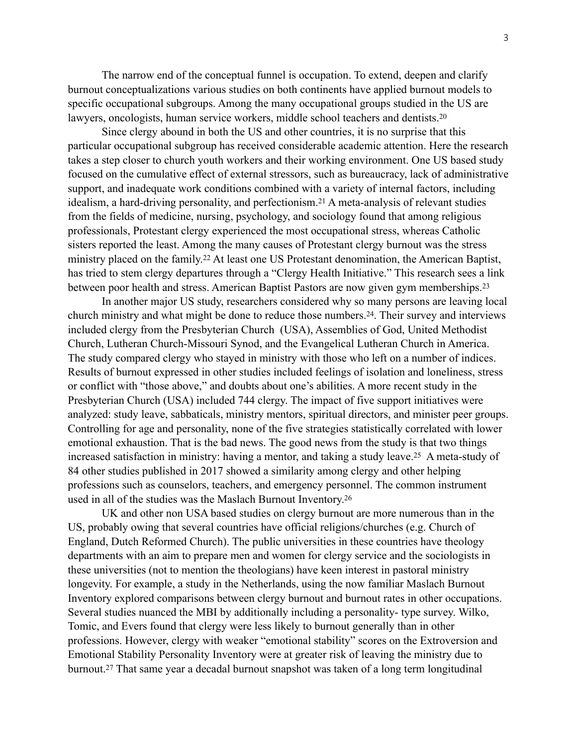The narrow end of the conceptual funnel is occupation. To extend, deepen and clarify burnout conceptualizations various studies on both continents have applied burnout models to specific occupational subgroups. Among the many occupational groups studied in the US are lawyers, oncologists, human service workers, middle school teachers and dentists.[20]

Since clergy abound in both the US and other countries, it is no surprise that this particular occupational subgroup has received considerable academic attention. Here the research takes a step closer to church youth workers and their working environment. One US based study focused on the cumulative effect of external stressors, such as bureaucracy, lack of administrative support, and inadequate work conditions combined with a variety of internal factors, including idealism, a hard-driving personality, and perfectionism.[21] A meta-analysis of relevant studies from the fields of medicine, nursing, psychology, and sociology found that among religious professionals, Protestant clergy experienced the most occupational stress, whereas Catholic sisters reported the least. Among the many causes of Protestant clergy burnout was the stress ministry placed on the family.[22] At least one US Protestant denomination, the American Baptist, has tried to stem clergy departures through a "Clergy Health Initiative." This research sees a link between poor health and stress. American Baptist Pastors are now given gym memberships.[23]

In another major US study, researchers considered why so many persons are leaving local church ministry and what might be done to reduce those numbers.[24]. Their survey and interviews included clergy from the Presbyterian Church (USA), Assemblies of God, United Methodist Church, Lutheran Church-Missouri Synod, and the Evangelical Lutheran Church in America. The study compared clergy who stayed in ministry with those who left on a number of indices. Results of burnout expressed in other studies included feelings of isolation and loneliness, stress or conflict with "those above," and doubts about one's abilities. A more recent study in the Presbyterian Church (USA) included 744 clergy. The impact of five support initiatives were analyzed: study leave, sabbaticals, ministry mentors, spiritual directors, and minister peer groups. Controlling for age and personality, none of the five strategies statistically correlated with lower emotional exhaustion. That is the bad news. The good news from the study is that two things increased satisfaction in ministry: having a mentor, and taking a study leave.[25] A meta-study of 84 other studies published in 2017 showed a similarity among clergy and other helping professions such as counselors, teachers, and emergency personnel. The common instrument used in all of the studies was the Maslach Burnout Inventory.[26]

UK and other non USA based studies on clergy burnout are more numerous than in the US, probably owing that several countries have official religions/churches (e.g. Church of England, Dutch Reformed Church). The public universities in these countries have theology departments with an aim to prepare men and women for clergy service and the sociologists in these universities (not to mention the theologians) have keen interest in pastoral ministry longevity. For example, a study in the Netherlands, using the now familiar Maslach Burnout Inventory explored comparisons between clergy burnout and burnout rates in other occupations. Several studies nuanced the MBI by additionally including a personality- type survey. Wilko, Tomic, and Evers found that clergy were less likely to burnout generally than in other professions. However, clergy with weaker "emotional stability" scores on the Extroversion and Emotional Stability Personality Inventory were at greater risk of leaving the ministry due to burnout.[27] That same year a decadal burnout snapshot was taken of a long term longitudinal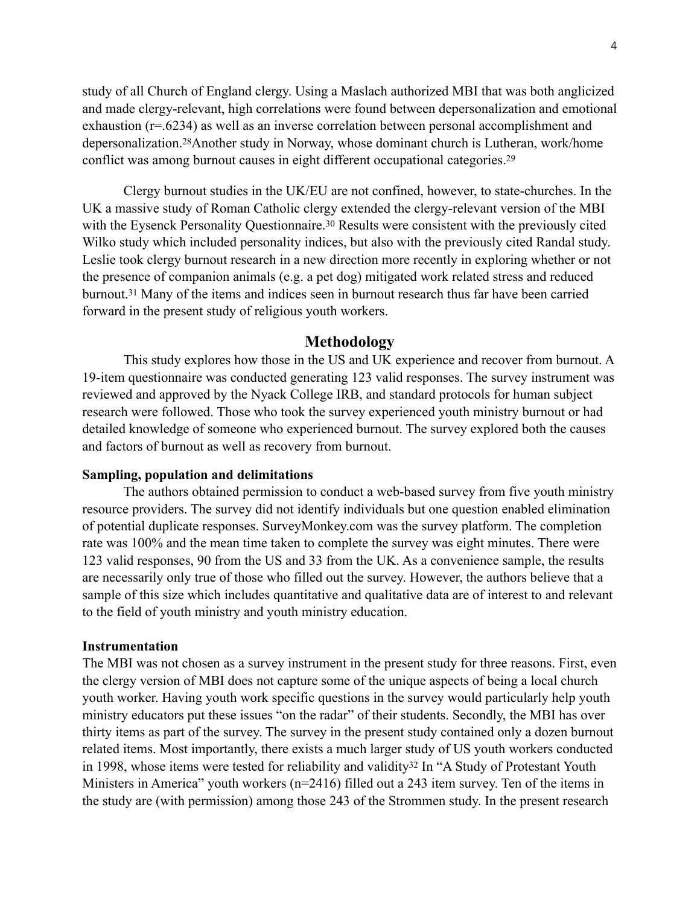study of all Church of England clergy. Using a Maslach authorized MBI that was both anglicized and made clergy-relevant, high correlations were found between depersonalization and emotional exhaustion ($r$=.6234) as well as an inverse correlation between personal accomplishment and depersonalization.[28]Another study in Norway, whose dominant church is Lutheran, work/home conflict was among burnout causes in eight different occupational categories.[29]

Clergy burnout studies in the UK/EU are not confined, however, to state-churches. In the UK a massive study of Roman Catholic clergy extended the clergy-relevant version of the MBI with the Eysenck Personality Questionnaire.[30] Results were consistent with the previously cited Wilko study which included personality indices, but also with the previously cited Randal study. Leslie took clergy burnout research in a new direction more recently in exploring whether or not the presence of companion animals (e.g. a pet dog) mitigated work related stress and reduced burnout.[31] Many of the items and indices seen in burnout research thus far have been carried forward in the present study of religious youth workers.

## Methodology

This study explores how those in the US and UK experience and recover from burnout. A 19-item questionnaire was conducted generating 123 valid responses. The survey instrument was reviewed and approved by the Nyack College IRB, and standard protocols for human subject research were followed. Those who took the survey experienced youth ministry burnout or had detailed knowledge of someone who experienced burnout. The survey explored both the causes and factors of burnout as well as recovery from burnout.

### Sampling, population and delimitations

The authors obtained permission to conduct a web-based survey from five youth ministry resource providers. The survey did not identify individuals but one question enabled elimination of potential duplicate responses. SurveyMonkey.com was the survey platform. The completion rate was 100% and the mean time taken to complete the survey was eight minutes. There were 123 valid responses, 90 from the US and 33 from the UK. As a convenience sample, the results are necessarily only true of those who filled out the survey. However, the authors believe that a sample of this size which includes quantitative and qualitative data are of interest to and relevant to the field of youth ministry and youth ministry education.

### Instrumentation

The MBI was not chosen as a survey instrument in the present study for three reasons. First, even the clergy version of MBI does not capture some of the unique aspects of being a local church youth worker. Having youth work specific questions in the survey would particularly help youth ministry educators put these issues "on the radar" of their students. Secondly, the MBI has over thirty items as part of the survey. The survey in the present study contained only a dozen burnout related items. Most importantly, there exists a much larger study of US youth workers conducted in 1998, whose items were tested for reliability and validity[32] In "A Study of Protestant Youth Ministers in America" youth workers (n=2416) filled out a 243 item survey. Ten of the items in the study are (with permission) among those 243 of the Strommen study. In the present research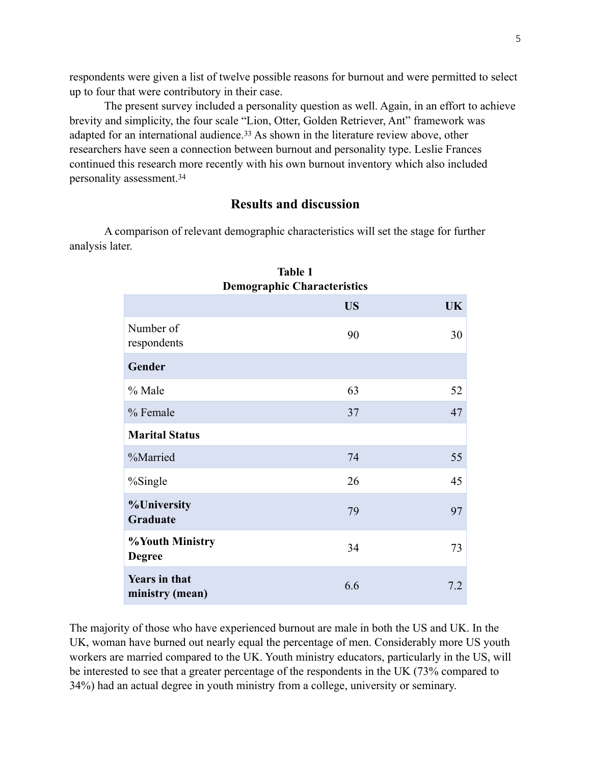respondents were given a list of twelve possible reasons for burnout and were permitted to select up to four that were contributory in their case.

The present survey included a personality question as well. Again, in an effort to achieve brevity and simplicity, the four scale "Lion, Otter, Golden Retriever, Ant" framework was adapted for an international audience.[33] As shown in the literature review above, other researchers have seen a connection between burnout and personality type. Leslie Frances continued this research more recently with his own burnout inventory which also included personality assessment.[34]

## Results and discussion

A comparison of relevant demographic characteristics will set the stage for further analysis later.

**Table 1**
**Demographic Characteristics**

| | US | UK |
|---|---|---|
| Number of respondents | 90 | 30 |
| **Gender** | | |
| % Male | 63 | 52 |
| % Female | 37 | 47 |
| **Marital Status** | | |
| %Married | 74 | 55 |
| %Single | 26 | 45 |
| **%University Graduate** | 79 | 97 |
| **%Youth Ministry Degree** | 34 | 73 |
| **Years in that ministry (mean)** | 6.6 | 7.2 |

The majority of those who have experienced burnout are male in both the US and UK. In the UK, woman have burned out nearly equal the percentage of men. Considerably more US youth workers are married compared to the UK. Youth ministry educators, particularly in the US, will be interested to see that a greater percentage of the respondents in the UK (73% compared to 34%) had an actual degree in youth ministry from a college, university or seminary.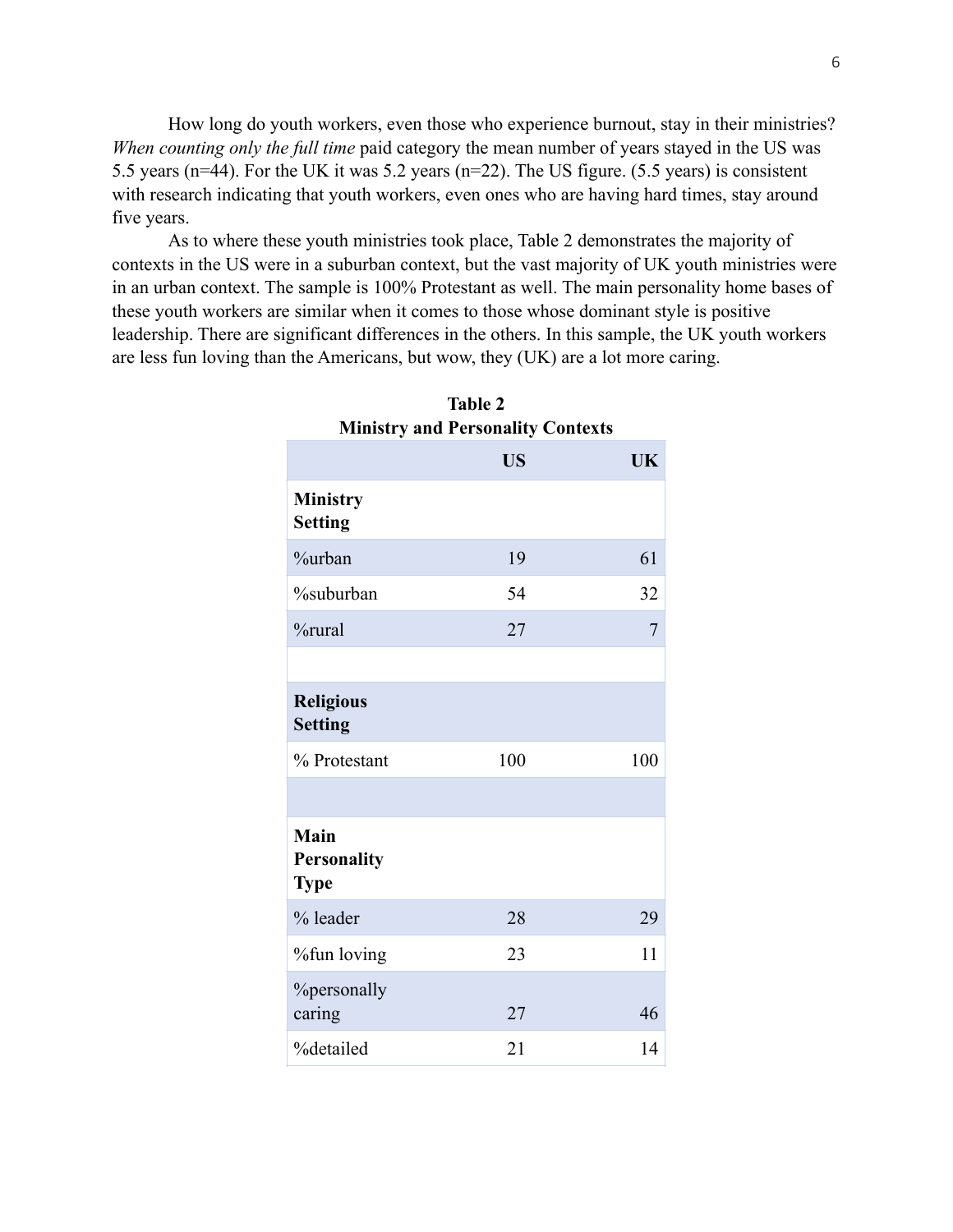How long do youth workers, even those who experience burnout, stay in their ministries? *When counting only the full time* paid category the mean number of years stayed in the US was 5.5 years (n=44). For the UK it was 5.2 years (n=22). The US figure. (5.5 years) is consistent with research indicating that youth workers, even ones who are having hard times, stay around five years.

As to where these youth ministries took place, Table 2 demonstrates the majority of contexts in the US were in a suburban context, but the vast majority of UK youth ministries were in an urban context. The sample is 100% Protestant as well. The main personality home bases of these youth workers are similar when it comes to those whose dominant style is positive leadership. There are significant differences in the others. In this sample, the UK youth workers are less fun loving than the Americans, but wow, they (UK) are a lot more caring.

**Table 2**
**Ministry and Personality Contexts**

| | **US** | **UK** |
|---|---|---|
| **Ministry Setting** | | |
| %urban | 19 | 61 |
| %suburban | 54 | 32 |
| %rural | 27 | 7 |
| | | |
| **Religious Setting** | | |
| % Protestant | 100 | 100 |
| | | |
| **Main Personality Type** | | |
| % leader | 28 | 29 |
| %fun loving | 23 | 11 |
| %personally caring | 27 | 46 |
| %detailed | 21 | 14 |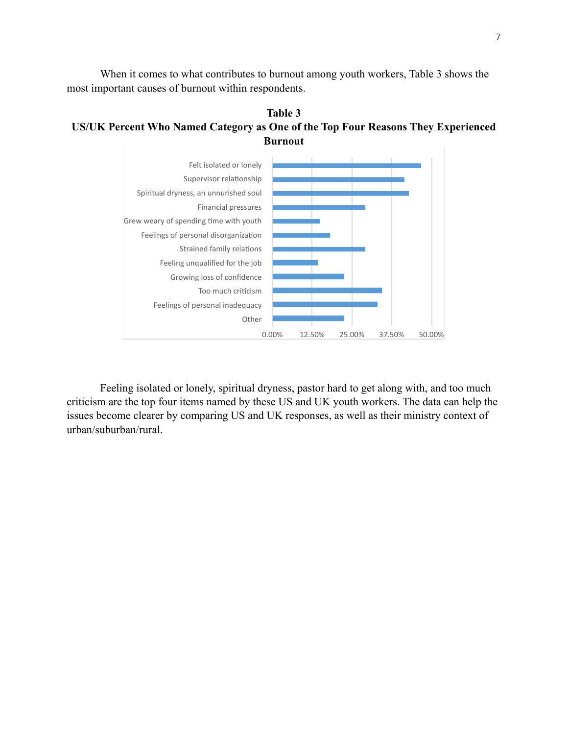When it comes to what contributes to burnout among youth workers, Table 3 shows the most important causes of burnout within respondents.

**Table 3**
**US/UK Percent Who Named Category as One of the Top Four Reasons They Experienced Burnout**

- Felt isolated or lonely
- Supervisor relationship
- Spiritual dryness, an unnurished soul
- Financial pressures
- Grew weary of spending time with youth
- Feelings of personal disorganization
- Strained family relations
- Feeling unqualified for the job
- Growing loss of confidence
- Too much criticism
- Feelings of personal inadequacy
- Other

0.00% 12.50% 25.00% 37.50% 50.00%

Feeling isolated or lonely, spiritual dryness, pastor hard to get along with, and too much criticism are the top four items named by these US and UK youth workers. The data can help the issues become clearer by comparing US and UK responses, as well as their ministry context of urban/suburban/rural.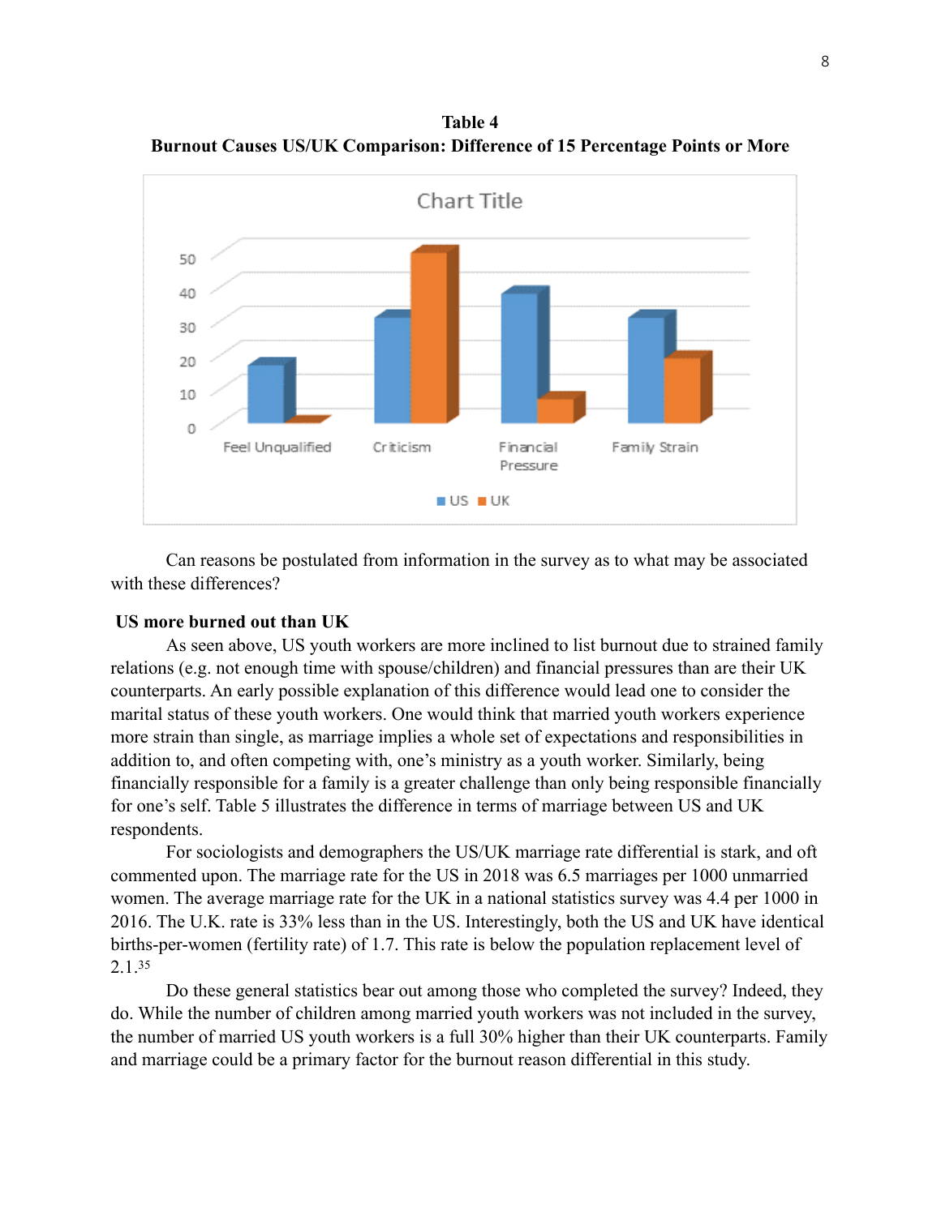**Table 4**
**Burnout Causes US/UK Comparison: Difference of 15 Percentage Points or More**

Can reasons be postulated from information in the survey as to what may be associated with these differences?

### US more burned out than UK

As seen above, US youth workers are more inclined to list burnout due to strained family relations (e.g. not enough time with spouse/children) and financial pressures than are their UK counterparts. An early possible explanation of this difference would lead one to consider the marital status of these youth workers. One would think that married youth workers experience more strain than single, as marriage implies a whole set of expectations and responsibilities in addition to, and often competing with, one's ministry as a youth worker. Similarly, being financially responsible for a family is a greater challenge than only being responsible financially for one's self. Table 5 illustrates the difference in terms of marriage between US and UK respondents.

For sociologists and demographers the US/UK marriage rate differential is stark, and oft commented upon. The marriage rate for the US in 2018 was 6.5 marriages per 1000 unmarried women. The average marriage rate for the UK in a national statistics survey was 4.4 per 1000 in 2016. The U.K. rate is 33% less than in the US. Interestingly, both the US and UK have identical births-per-women (fertility rate) of 1.7. This rate is below the population replacement level of 2.1.[35]

Do these general statistics bear out among those who completed the survey? Indeed, they do. While the number of children among married youth workers was not included in the survey, the number of married US youth workers is a full 30% higher than their UK counterparts. Family and marriage could be a primary factor for the burnout reason differential in this study.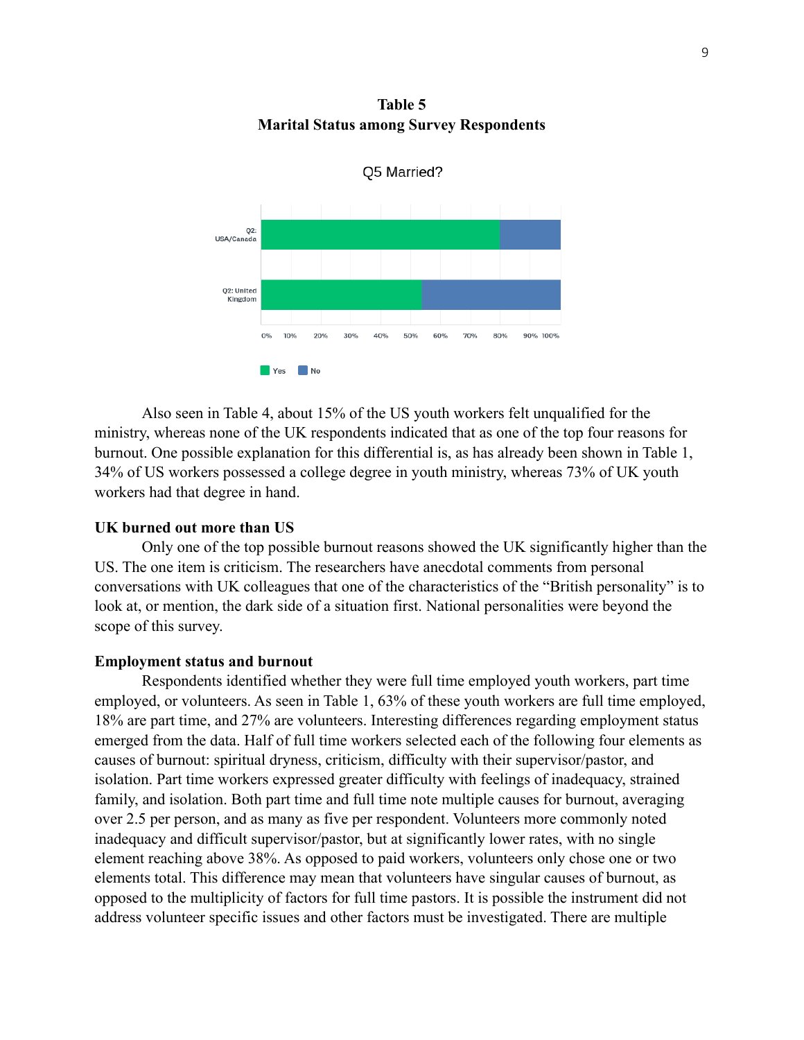**Table 5**
**Marital Status among Survey Respondents**

Q5 Married?

| | Yes | No |
|---|---|---|
| Q2: USA/Canada | | |
| Q2: United Kingdom | | |

Also seen in Table 4, about 15% of the US youth workers felt unqualified for the ministry, whereas none of the UK respondents indicated that as one of the top four reasons for burnout. One possible explanation for this differential is, as has already been shown in Table 1, 34% of US workers possessed a college degree in youth ministry, whereas 73% of UK youth workers had that degree in hand.

**UK burned out more than US**

Only one of the top possible burnout reasons showed the UK significantly higher than the US. The one item is criticism. The researchers have anecdotal comments from personal conversations with UK colleagues that one of the characteristics of the "British personality" is to look at, or mention, the dark side of a situation first. National personalities were beyond the scope of this survey.

**Employment status and burnout**

Respondents identified whether they were full time employed youth workers, part time employed, or volunteers. As seen in Table 1, 63% of these youth workers are full time employed, 18% are part time, and 27% are volunteers. Interesting differences regarding employment status emerged from the data. Half of full time workers selected each of the following four elements as causes of burnout: spiritual dryness, criticism, difficulty with their supervisor/pastor, and isolation. Part time workers expressed greater difficulty with feelings of inadequacy, strained family, and isolation. Both part time and full time note multiple causes for burnout, averaging over 2.5 per person, and as many as five per respondent. Volunteers more commonly noted inadequacy and difficult supervisor/pastor, but at significantly lower rates, with no single element reaching above 38%. As opposed to paid workers, volunteers only chose one or two elements total. This difference may mean that volunteers have singular causes of burnout, as opposed to the multiplicity of factors for full time pastors. It is possible the instrument did not address volunteer specific issues and other factors must be investigated. There are multiple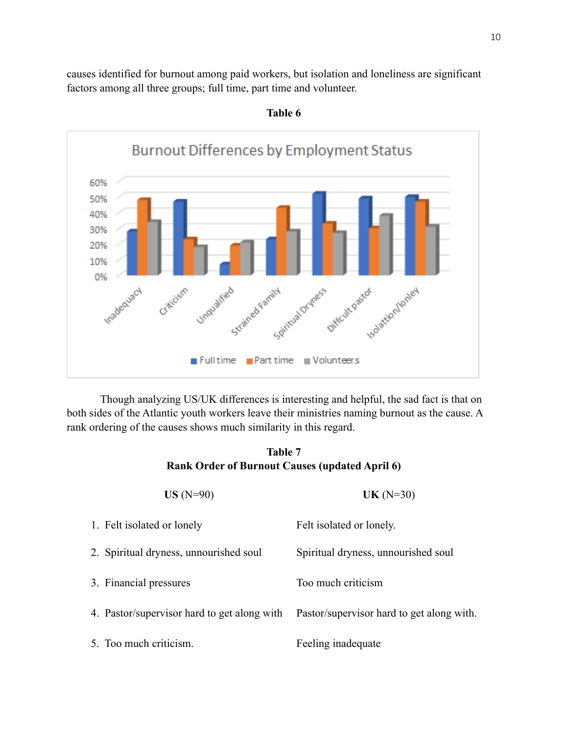causes identified for burnout among paid workers, but isolation and loneliness are significant factors among all three groups; full time, part time and volunteer.

**Table 6**

Burnout Differences by Employment Status

Though analyzing US/UK differences is interesting and helpful, the sad fact is that on both sides of the Atlantic youth workers leave their ministries naming burnout as the cause. A rank ordering of the causes shows much similarity in this regard.

**Table 7**
**Rank Order of Burnout Causes (updated April 6)**

| | **US** (N=90) | **UK** (N=30) |
|---|---|---|
| 1. | Felt isolated or lonely | Felt isolated or lonely. |
| 2. | Spiritual dryness, unnourished soul | Spiritual dryness, unnourished soul |
| 3. | Financial pressures | Too much criticism |
| 4. | Pastor/supervisor hard to get along with | Pastor/supervisor hard to get along with. |
| 5. | Too much criticism. | Feeling inadequate |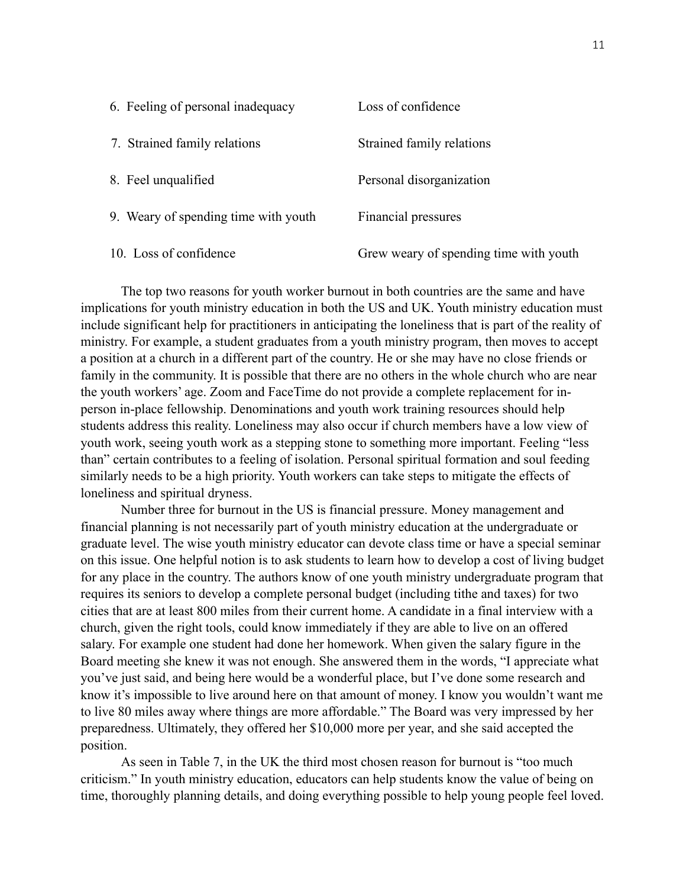|  |  |
|---|---|
| 6. Feeling of personal inadequacy | Loss of confidence |
| 7. Strained family relations | Strained family relations |
| 8. Feel unqualified | Personal disorganization |
| 9. Weary of spending time with youth | Financial pressures |
| 10. Loss of confidence | Grew weary of spending time with youth |

The top two reasons for youth worker burnout in both countries are the same and have implications for youth ministry education in both the US and UK. Youth ministry education must include significant help for practitioners in anticipating the loneliness that is part of the reality of ministry. For example, a student graduates from a youth ministry program, then moves to accept a position at a church in a different part of the country. He or she may have no close friends or family in the community. It is possible that there are no others in the whole church who are near the youth workers' age. Zoom and FaceTime do not provide a complete replacement for in-person in-place fellowship. Denominations and youth work training resources should help students address this reality. Loneliness may also occur if church members have a low view of youth work, seeing youth work as a stepping stone to something more important. Feeling "less than" certain contributes to a feeling of isolation. Personal spiritual formation and soul feeding similarly needs to be a high priority. Youth workers can take steps to mitigate the effects of loneliness and spiritual dryness.

Number three for burnout in the US is financial pressure. Money management and financial planning is not necessarily part of youth ministry education at the undergraduate or graduate level. The wise youth ministry educator can devote class time or have a special seminar on this issue. One helpful notion is to ask students to learn how to develop a cost of living budget for any place in the country. The authors know of one youth ministry undergraduate program that requires its seniors to develop a complete personal budget (including tithe and taxes) for two cities that are at least 800 miles from their current home. A candidate in a final interview with a church, given the right tools, could know immediately if they are able to live on an offered salary. For example one student had done her homework. When given the salary figure in the Board meeting she knew it was not enough. She answered them in the words, "I appreciate what you've just said, and being here would be a wonderful place, but I've done some research and know it's impossible to live around here on that amount of money. I know you wouldn't want me to live 80 miles away where things are more affordable." The Board was very impressed by her preparedness. Ultimately, they offered her $10,000 more per year, and she said accepted the position.

As seen in Table 7, in the UK the third most chosen reason for burnout is "too much criticism." In youth ministry education, educators can help students know the value of being on time, thoroughly planning details, and doing everything possible to help young people feel loved.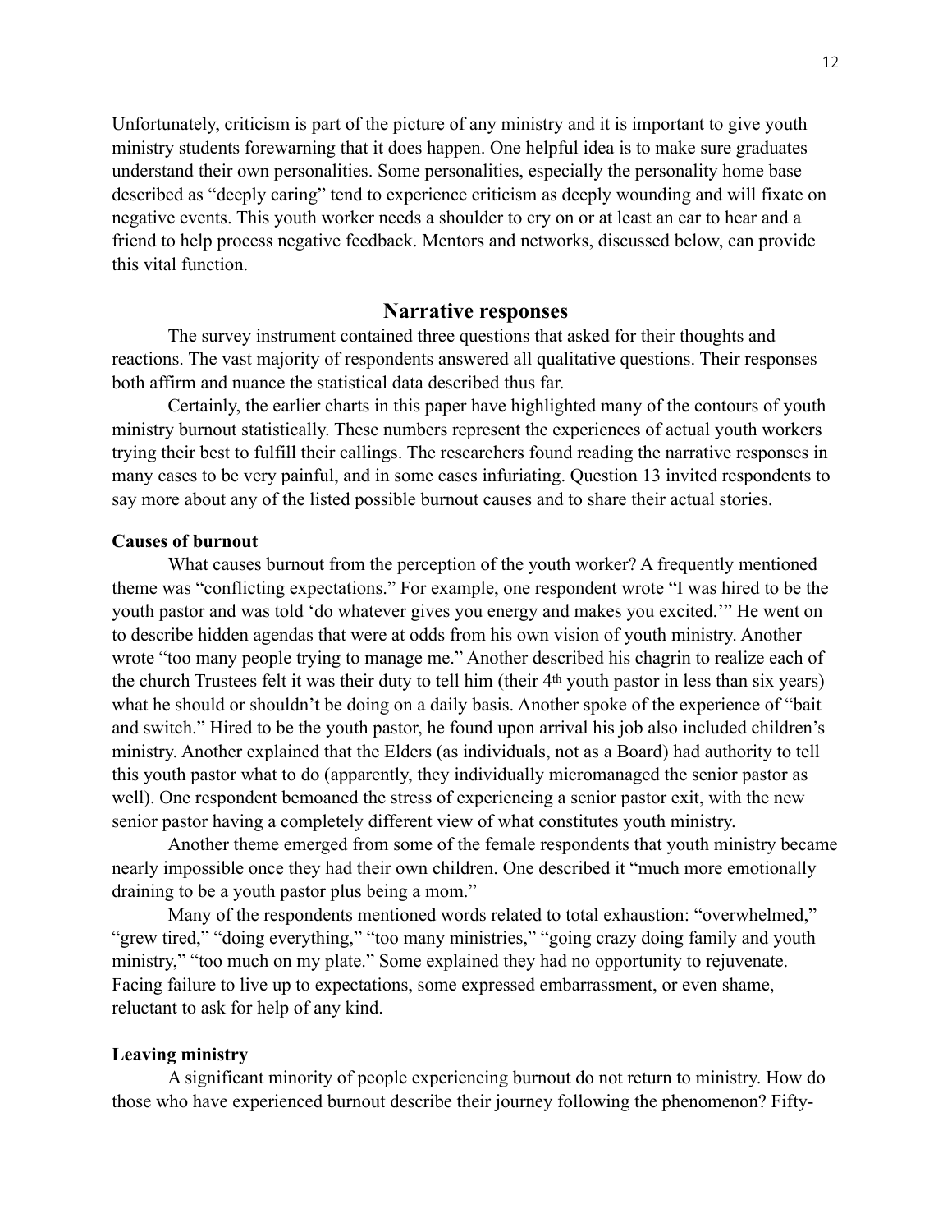Unfortunately, criticism is part of the picture of any ministry and it is important to give youth ministry students forewarning that it does happen. One helpful idea is to make sure graduates understand their own personalities. Some personalities, especially the personality home base described as "deeply caring" tend to experience criticism as deeply wounding and will fixate on negative events. This youth worker needs a shoulder to cry on or at least an ear to hear and a friend to help process negative feedback. Mentors and networks, discussed below, can provide this vital function.

## Narrative responses

The survey instrument contained three questions that asked for their thoughts and reactions. The vast majority of respondents answered all qualitative questions. Their responses both affirm and nuance the statistical data described thus far.

Certainly, the earlier charts in this paper have highlighted many of the contours of youth ministry burnout statistically. These numbers represent the experiences of actual youth workers trying their best to fulfill their callings. The researchers found reading the narrative responses in many cases to be very painful, and in some cases infuriating. Question 13 invited respondents to say more about any of the listed possible burnout causes and to share their actual stories.

**Causes of burnout**

What causes burnout from the perception of the youth worker? A frequently mentioned theme was "conflicting expectations." For example, one respondent wrote "I was hired to be the youth pastor and was told 'do whatever gives you energy and makes you excited.'" He went on to describe hidden agendas that were at odds from his own vision of youth ministry. Another wrote "too many people trying to manage me." Another described his chagrin to realize each of the church Trustees felt it was their duty to tell him (their 4th youth pastor in less than six years) what he should or shouldn't be doing on a daily basis. Another spoke of the experience of "bait and switch." Hired to be the youth pastor, he found upon arrival his job also included children's ministry. Another explained that the Elders (as individuals, not as a Board) had authority to tell this youth pastor what to do (apparently, they individually micromanaged the senior pastor as well). One respondent bemoaned the stress of experiencing a senior pastor exit, with the new senior pastor having a completely different view of what constitutes youth ministry.

Another theme emerged from some of the female respondents that youth ministry became nearly impossible once they had their own children. One described it "much more emotionally draining to be a youth pastor plus being a mom."

Many of the respondents mentioned words related to total exhaustion: "overwhelmed," "grew tired," "doing everything," "too many ministries," "going crazy doing family and youth ministry," "too much on my plate." Some explained they had no opportunity to rejuvenate. Facing failure to live up to expectations, some expressed embarrassment, or even shame, reluctant to ask for help of any kind.

**Leaving ministry**

A significant minority of people experiencing burnout do not return to ministry. How do those who have experienced burnout describe their journey following the phenomenon? Fifty-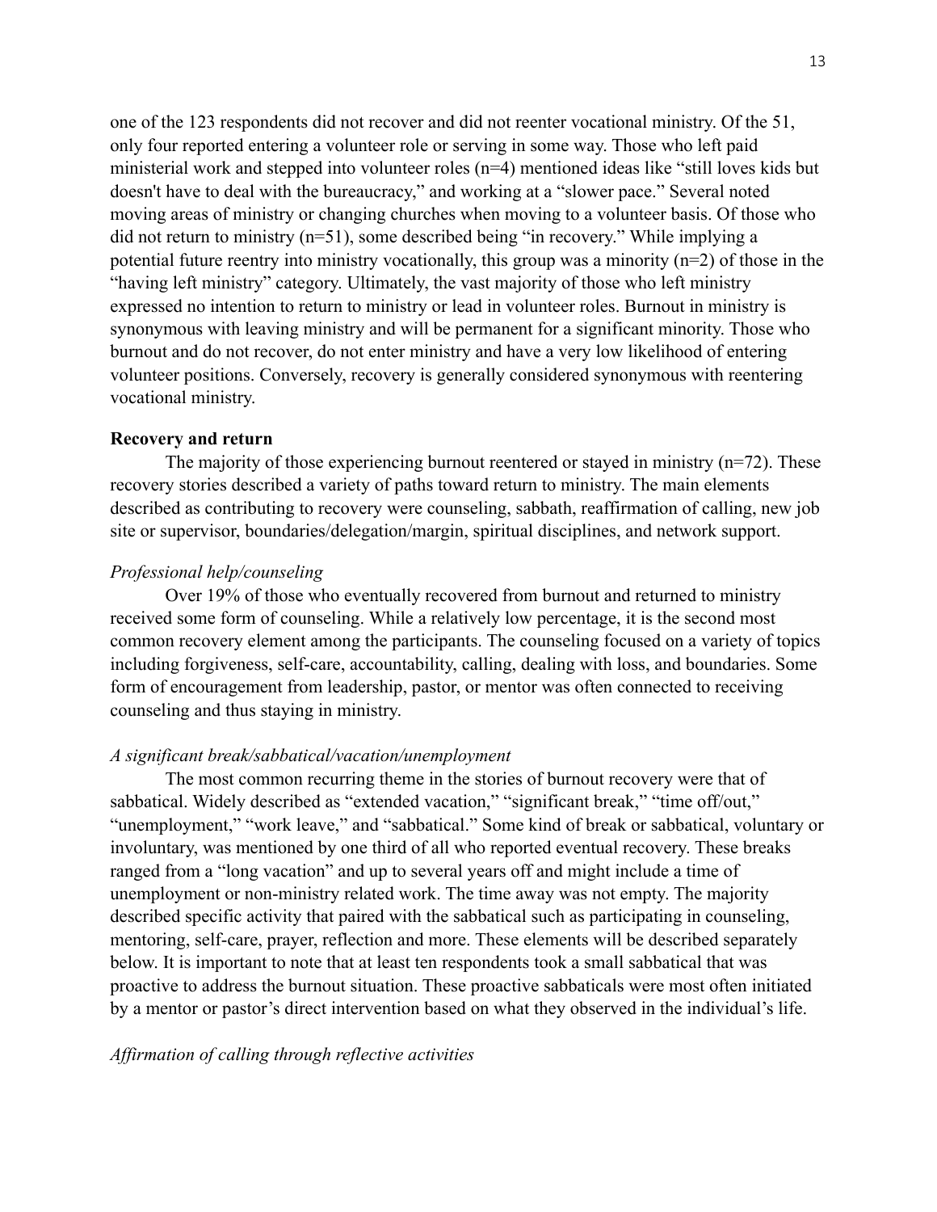one of the 123 respondents did not recover and did not reenter vocational ministry. Of the 51, only four reported entering a volunteer role or serving in some way. Those who left paid ministerial work and stepped into volunteer roles (n=4) mentioned ideas like "still loves kids but doesn't have to deal with the bureaucracy," and working at a "slower pace." Several noted moving areas of ministry or changing churches when moving to a volunteer basis. Of those who did not return to ministry (n=51), some described being "in recovery." While implying a potential future reentry into ministry vocationally, this group was a minority (n=2) of those in the "having left ministry" category. Ultimately, the vast majority of those who left ministry expressed no intention to return to ministry or lead in volunteer roles. Burnout in ministry is synonymous with leaving ministry and will be permanent for a significant minority. Those who burnout and do not recover, do not enter ministry and have a very low likelihood of entering volunteer positions. Conversely, recovery is generally considered synonymous with reentering vocational ministry.

**Recovery and return**

The majority of those experiencing burnout reentered or stayed in ministry (n=72). These recovery stories described a variety of paths toward return to ministry. The main elements described as contributing to recovery were counseling, sabbath, reaffirmation of calling, new job site or supervisor, boundaries/delegation/margin, spiritual disciplines, and network support.

*Professional help/counseling*

Over 19% of those who eventually recovered from burnout and returned to ministry received some form of counseling. While a relatively low percentage, it is the second most common recovery element among the participants. The counseling focused on a variety of topics including forgiveness, self-care, accountability, calling, dealing with loss, and boundaries. Some form of encouragement from leadership, pastor, or mentor was often connected to receiving counseling and thus staying in ministry.

*A significant break/sabbatical/vacation/unemployment*

The most common recurring theme in the stories of burnout recovery were that of sabbatical. Widely described as "extended vacation," "significant break," "time off/out," "unemployment," "work leave," and "sabbatical." Some kind of break or sabbatical, voluntary or involuntary, was mentioned by one third of all who reported eventual recovery. These breaks ranged from a "long vacation" and up to several years off and might include a time of unemployment or non-ministry related work. The time away was not empty. The majority described specific activity that paired with the sabbatical such as participating in counseling, mentoring, self-care, prayer, reflection and more. These elements will be described separately below. It is important to note that at least ten respondents took a small sabbatical that was proactive to address the burnout situation. These proactive sabbaticals were most often initiated by a mentor or pastor's direct intervention based on what they observed in the individual's life.

*Affirmation of calling through reflective activities*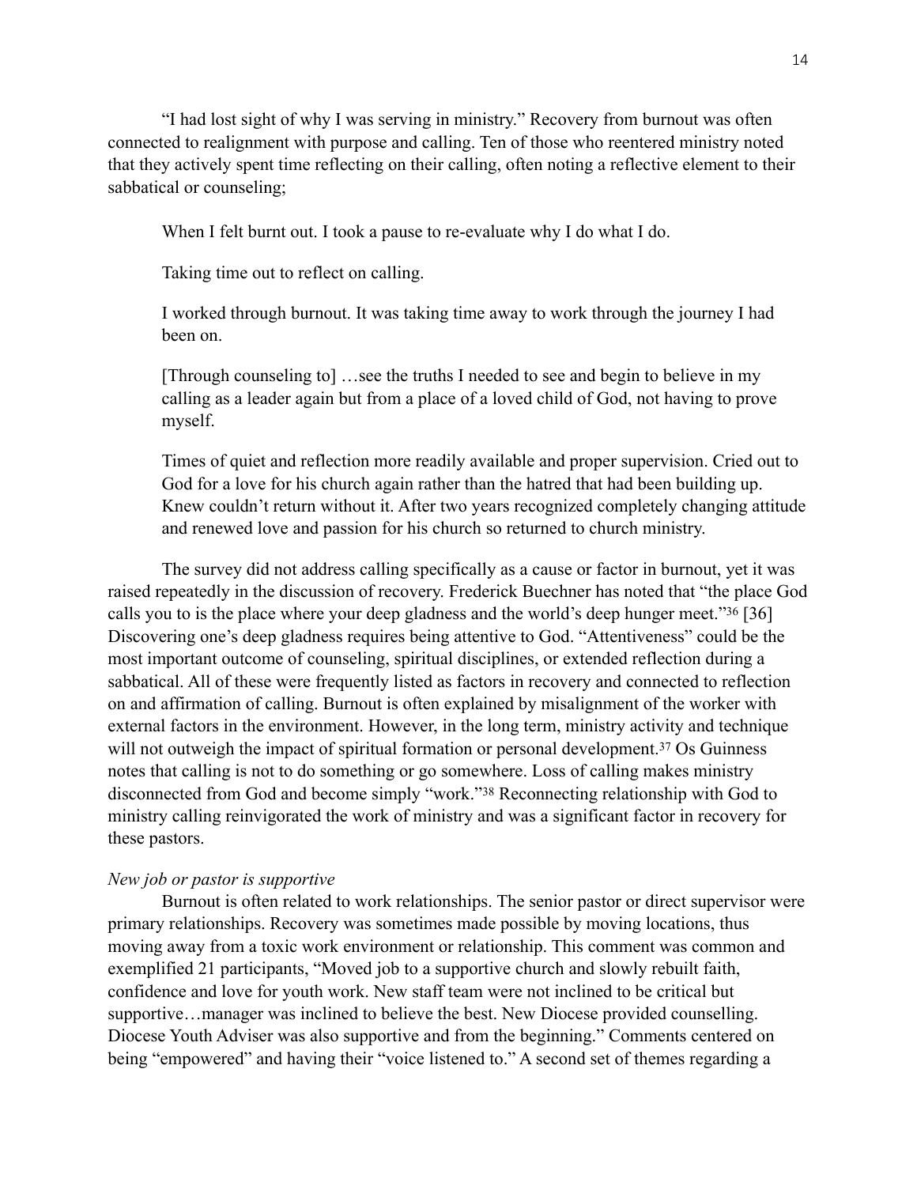"I had lost sight of why I was serving in ministry." Recovery from burnout was often connected to realignment with purpose and calling. Ten of those who reentered ministry noted that they actively spent time reflecting on their calling, often noting a reflective element to their sabbatical or counseling;

> When I felt burnt out. I took a pause to re-evaluate why I do what I do.
>
> Taking time out to reflect on calling.
>
> I worked through burnout. It was taking time away to work through the journey I had been on.
>
> [Through counseling to] …see the truths I needed to see and begin to believe in my calling as a leader again but from a place of a loved child of God, not having to prove myself.
>
> Times of quiet and reflection more readily available and proper supervision. Cried out to God for a love for his church again rather than the hatred that had been building up. Knew couldn't return without it. After two years recognized completely changing attitude and renewed love and passion for his church so returned to church ministry.

The survey did not address calling specifically as a cause or factor in burnout, yet it was raised repeatedly in the discussion of recovery. Frederick Buechner has noted that "the place God calls you to is the place where your deep gladness and the world's deep hunger meet."[36] [36] Discovering one's deep gladness requires being attentive to God. "Attentiveness" could be the most important outcome of counseling, spiritual disciplines, or extended reflection during a sabbatical. All of these were frequently listed as factors in recovery and connected to reflection on and affirmation of calling. Burnout is often explained by misalignment of the worker with external factors in the environment. However, in the long term, ministry activity and technique will not outweigh the impact of spiritual formation or personal development.[37] Os Guinness notes that calling is not to do something or go somewhere. Loss of calling makes ministry disconnected from God and become simply "work."[38] Reconnecting relationship with God to ministry calling reinvigorated the work of ministry and was a significant factor in recovery for these pastors.

*New job or pastor is supportive*

Burnout is often related to work relationships. The senior pastor or direct supervisor were primary relationships. Recovery was sometimes made possible by moving locations, thus moving away from a toxic work environment or relationship. This comment was common and exemplified 21 participants, "Moved job to a supportive church and slowly rebuilt faith, confidence and love for youth work. New staff team were not inclined to be critical but supportive…manager was inclined to believe the best. New Diocese provided counselling. Diocese Youth Adviser was also supportive and from the beginning." Comments centered on being "empowered" and having their "voice listened to." A second set of themes regarding a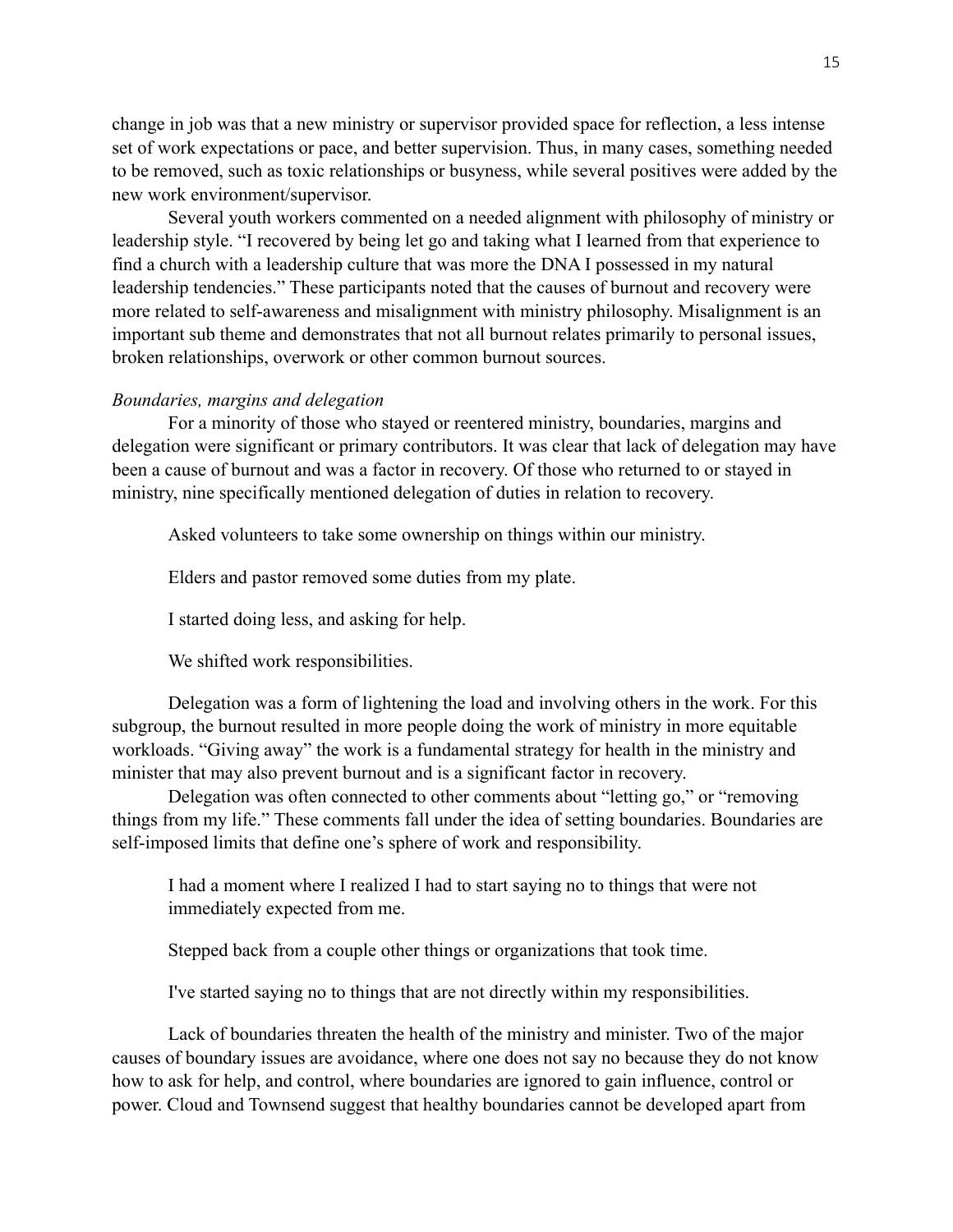change in job was that a new ministry or supervisor provided space for reflection, a less intense set of work expectations or pace, and better supervision. Thus, in many cases, something needed to be removed, such as toxic relationships or busyness, while several positives were added by the new work environment/supervisor.

Several youth workers commented on a needed alignment with philosophy of ministry or leadership style. "I recovered by being let go and taking what I learned from that experience to find a church with a leadership culture that was more the DNA I possessed in my natural leadership tendencies." These participants noted that the causes of burnout and recovery were more related to self-awareness and misalignment with ministry philosophy. Misalignment is an important sub theme and demonstrates that not all burnout relates primarily to personal issues, broken relationships, overwork or other common burnout sources.

*Boundaries, margins and delegation*

For a minority of those who stayed or reentered ministry, boundaries, margins and delegation were significant or primary contributors. It was clear that lack of delegation may have been a cause of burnout and was a factor in recovery. Of those who returned to or stayed in ministry, nine specifically mentioned delegation of duties in relation to recovery.

> Asked volunteers to take some ownership on things within our ministry.
>
> Elders and pastor removed some duties from my plate.
>
> I started doing less, and asking for help.
>
> We shifted work responsibilities.

Delegation was a form of lightening the load and involving others in the work. For this subgroup, the burnout resulted in more people doing the work of ministry in more equitable workloads. "Giving away" the work is a fundamental strategy for health in the ministry and minister that may also prevent burnout and is a significant factor in recovery.

Delegation was often connected to other comments about "letting go," or "removing things from my life." These comments fall under the idea of setting boundaries. Boundaries are self-imposed limits that define one's sphere of work and responsibility.

> I had a moment where I realized I had to start saying no to things that were not immediately expected from me.
>
> Stepped back from a couple other things or organizations that took time.
>
> I've started saying no to things that are not directly within my responsibilities.

Lack of boundaries threaten the health of the ministry and minister. Two of the major causes of boundary issues are avoidance, where one does not say no because they do not know how to ask for help, and control, where boundaries are ignored to gain influence, control or power. Cloud and Townsend suggest that healthy boundaries cannot be developed apart from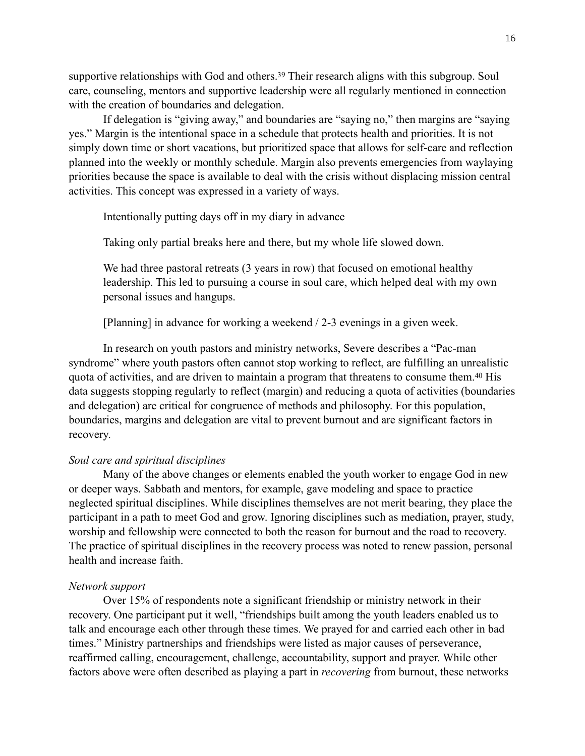supportive relationships with God and others.[39] Their research aligns with this subgroup. Soul care, counseling, mentors and supportive leadership were all regularly mentioned in connection with the creation of boundaries and delegation.

If delegation is "giving away," and boundaries are "saying no," then margins are "saying yes." Margin is the intentional space in a schedule that protects health and priorities. It is not simply down time or short vacations, but prioritized space that allows for self-care and reflection planned into the weekly or monthly schedule. Margin also prevents emergencies from waylaying priorities because the space is available to deal with the crisis without displacing mission central activities. This concept was expressed in a variety of ways.

> Intentionally putting days off in my diary in advance
>
> Taking only partial breaks here and there, but my whole life slowed down.
>
> We had three pastoral retreats (3 years in row) that focused on emotional healthy leadership. This led to pursuing a course in soul care, which helped deal with my own personal issues and hangups.
>
> [Planning] in advance for working a weekend / 2-3 evenings in a given week.

In research on youth pastors and ministry networks, Severe describes a "Pac-man syndrome" where youth pastors often cannot stop working to reflect, are fulfilling an unrealistic quota of activities, and are driven to maintain a program that threatens to consume them.[40] His data suggests stopping regularly to reflect (margin) and reducing a quota of activities (boundaries and delegation) are critical for congruence of methods and philosophy. For this population, boundaries, margins and delegation are vital to prevent burnout and are significant factors in recovery.

*Soul care and spiritual disciplines*

Many of the above changes or elements enabled the youth worker to engage God in new or deeper ways. Sabbath and mentors, for example, gave modeling and space to practice neglected spiritual disciplines. While disciplines themselves are not merit bearing, they place the participant in a path to meet God and grow. Ignoring disciplines such as mediation, prayer, study, worship and fellowship were connected to both the reason for burnout and the road to recovery. The practice of spiritual disciplines in the recovery process was noted to renew passion, personal health and increase faith.

*Network support*

Over 15% of respondents note a significant friendship or ministry network in their recovery. One participant put it well, "friendships built among the youth leaders enabled us to talk and encourage each other through these times. We prayed for and carried each other in bad times." Ministry partnerships and friendships were listed as major causes of perseverance, reaffirmed calling, encouragement, challenge, accountability, support and prayer. While other factors above were often described as playing a part in *recovering* from burnout, these networks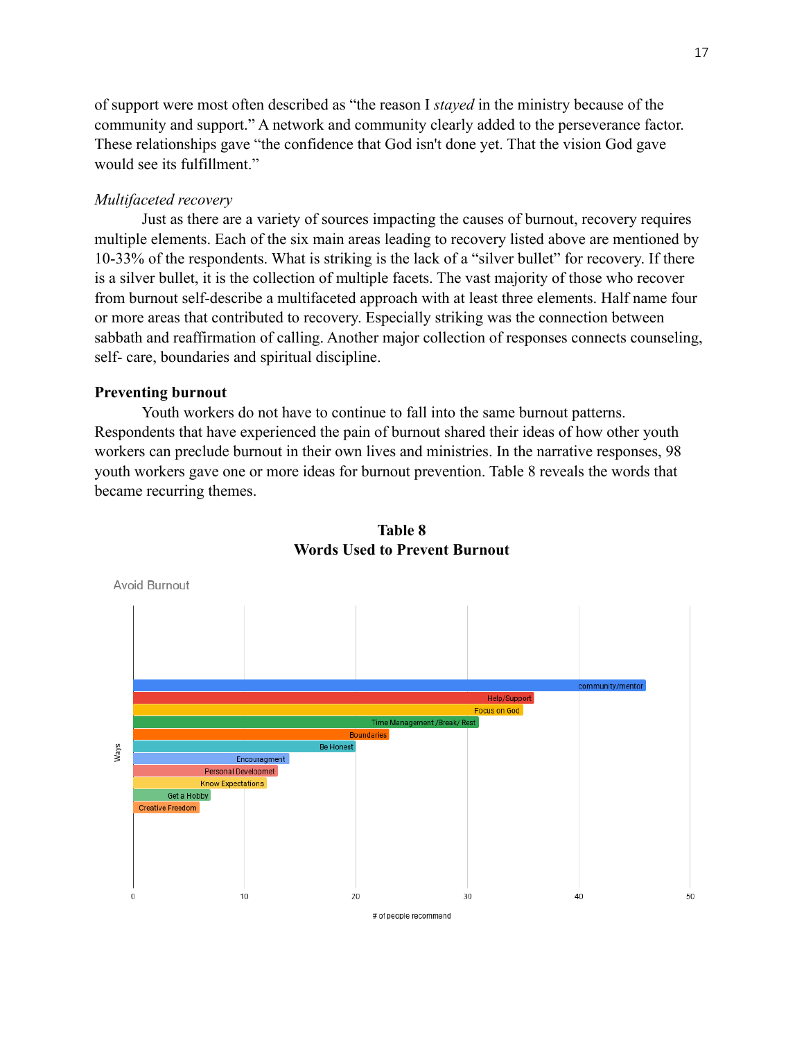of support were most often described as "the reason I *stayed* in the ministry because of the community and support." A network and community clearly added to the perseverance factor. These relationships gave "the confidence that God isn't done yet. That the vision God gave would see its fulfillment."

*Multifaceted recovery*

Just as there are a variety of sources impacting the causes of burnout, recovery requires multiple elements. Each of the six main areas leading to recovery listed above are mentioned by 10-33% of the respondents. What is striking is the lack of a "silver bullet" for recovery. If there is a silver bullet, it is the collection of multiple facets. The vast majority of those who recover from burnout self-describe a multifaceted approach with at least three elements. Half name four or more areas that contributed to recovery. Especially striking was the connection between sabbath and reaffirmation of calling. Another major collection of responses connects counseling, self- care, boundaries and spiritual discipline.

## Preventing burnout

Youth workers do not have to continue to fall into the same burnout patterns. Respondents that have experienced the pain of burnout shared their ideas of how other youth workers can preclude burnout in their own lives and ministries. In the narrative responses, 98 youth workers gave one or more ideas for burnout prevention. Table 8 reveals the words that became recurring themes.

**Table 8**
**Words Used to Prevent Burnout**

Avoid Burnout

| Ways | # of people recommend (approx.) |
|---|---|
| community/mentor | 46 |
| Help/Support | 36 |
| Focus on God | 35 |
| Time Management /Break/ Rest | 31 |
| Boundaries | 23 |
| Be Honest | 20 |
| Encouragment | 14 |
| Personal Developmet | 13 |
| Know Expectations | 12 |
| Get a Hobby | 7 |
| Creative Freedom | 6 |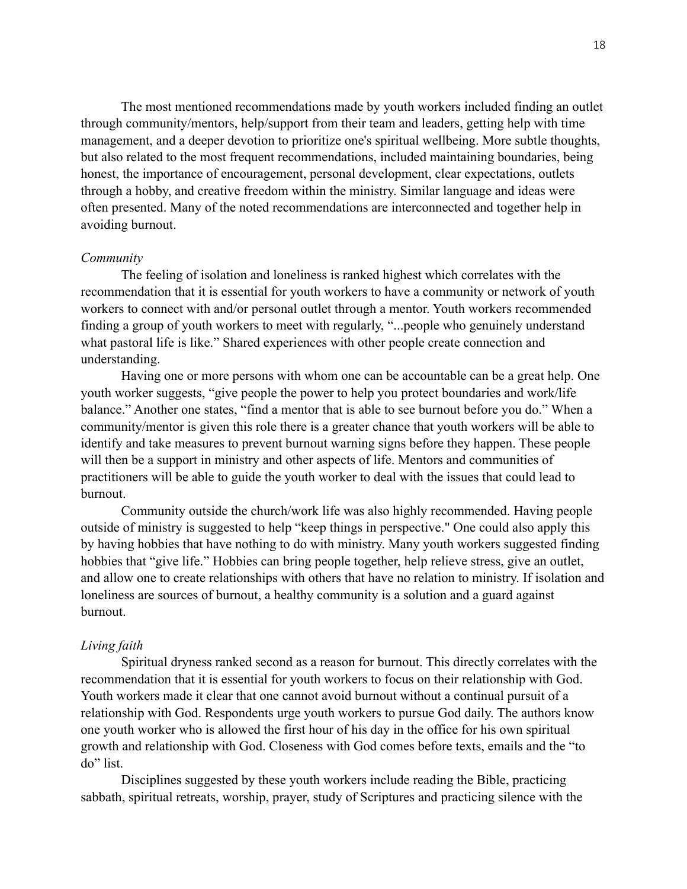The most mentioned recommendations made by youth workers included finding an outlet through community/mentors, help/support from their team and leaders, getting help with time management, and a deeper devotion to prioritize one's spiritual wellbeing. More subtle thoughts, but also related to the most frequent recommendations, included maintaining boundaries, being honest, the importance of encouragement, personal development, clear expectations, outlets through a hobby, and creative freedom within the ministry. Similar language and ideas were often presented. Many of the noted recommendations are interconnected and together help in avoiding burnout.

*Community*

The feeling of isolation and loneliness is ranked highest which correlates with the recommendation that it is essential for youth workers to have a community or network of youth workers to connect with and/or personal outlet through a mentor. Youth workers recommended finding a group of youth workers to meet with regularly, "...people who genuinely understand what pastoral life is like." Shared experiences with other people create connection and understanding.

Having one or more persons with whom one can be accountable can be a great help. One youth worker suggests, "give people the power to help you protect boundaries and work/life balance." Another one states, "find a mentor that is able to see burnout before you do." When a community/mentor is given this role there is a greater chance that youth workers will be able to identify and take measures to prevent burnout warning signs before they happen. These people will then be a support in ministry and other aspects of life. Mentors and communities of practitioners will be able to guide the youth worker to deal with the issues that could lead to burnout.

Community outside the church/work life was also highly recommended. Having people outside of ministry is suggested to help "keep things in perspective." One could also apply this by having hobbies that have nothing to do with ministry. Many youth workers suggested finding hobbies that "give life." Hobbies can bring people together, help relieve stress, give an outlet, and allow one to create relationships with others that have no relation to ministry. If isolation and loneliness are sources of burnout, a healthy community is a solution and a guard against burnout.

*Living faith*

Spiritual dryness ranked second as a reason for burnout. This directly correlates with the recommendation that it is essential for youth workers to focus on their relationship with God. Youth workers made it clear that one cannot avoid burnout without a continual pursuit of a relationship with God. Respondents urge youth workers to pursue God daily. The authors know one youth worker who is allowed the first hour of his day in the office for his own spiritual growth and relationship with God. Closeness with God comes before texts, emails and the "to do" list.

Disciplines suggested by these youth workers include reading the Bible, practicing sabbath, spiritual retreats, worship, prayer, study of Scriptures and practicing silence with the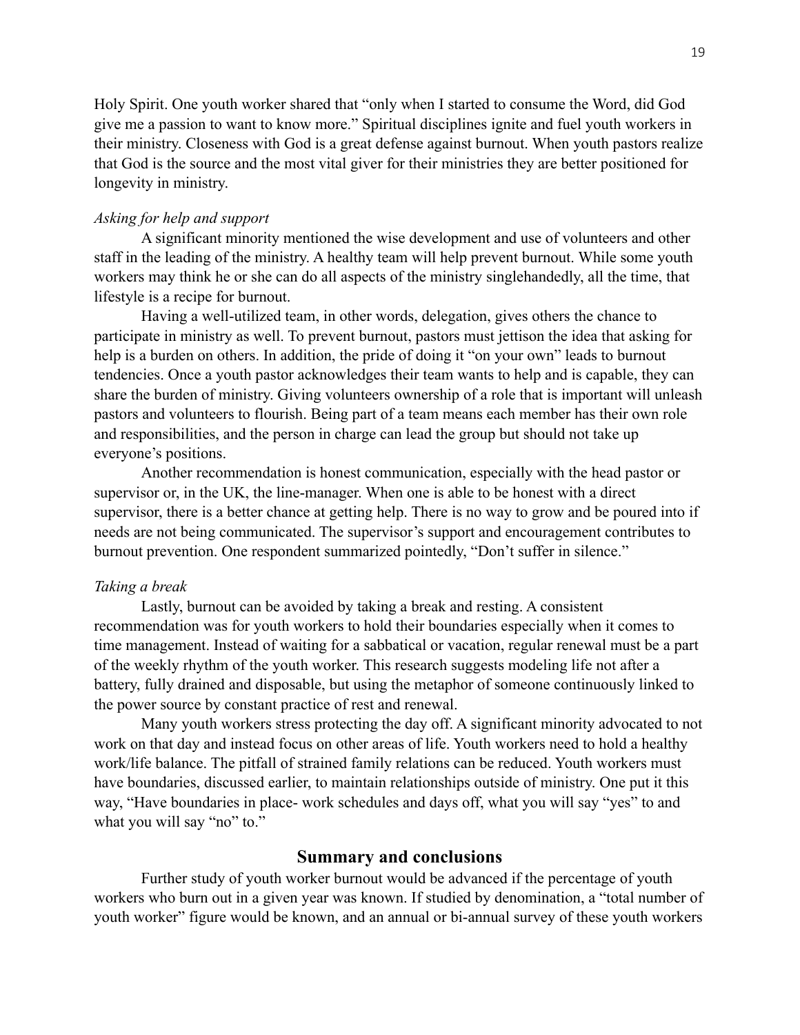Holy Spirit. One youth worker shared that “only when I started to consume the Word, did God give me a passion to want to know more.” Spiritual disciplines ignite and fuel youth workers in their ministry. Closeness with God is a great defense against burnout. When youth pastors realize that God is the source and the most vital giver for their ministries they are better positioned for longevity in ministry.

*Asking for help and support*

A significant minority mentioned the wise development and use of volunteers and other staff in the leading of the ministry. A healthy team will help prevent burnout. While some youth workers may think he or she can do all aspects of the ministry singlehandedly, all the time, that lifestyle is a recipe for burnout.

Having a well-utilized team, in other words, delegation, gives others the chance to participate in ministry as well. To prevent burnout, pastors must jettison the idea that asking for help is a burden on others. In addition, the pride of doing it “on your own” leads to burnout tendencies. Once a youth pastor acknowledges their team wants to help and is capable, they can share the burden of ministry. Giving volunteers ownership of a role that is important will unleash pastors and volunteers to flourish. Being part of a team means each member has their own role and responsibilities, and the person in charge can lead the group but should not take up everyone’s positions.

Another recommendation is honest communication, especially with the head pastor or supervisor or, in the UK, the line-manager. When one is able to be honest with a direct supervisor, there is a better chance at getting help. There is no way to grow and be poured into if needs are not being communicated. The supervisor’s support and encouragement contributes to burnout prevention. One respondent summarized pointedly, “Don’t suffer in silence.”

*Taking a break*

Lastly, burnout can be avoided by taking a break and resting. A consistent recommendation was for youth workers to hold their boundaries especially when it comes to time management. Instead of waiting for a sabbatical or vacation, regular renewal must be a part of the weekly rhythm of the youth worker. This research suggests modeling life not after a battery, fully drained and disposable, but using the metaphor of someone continuously linked to the power source by constant practice of rest and renewal.

Many youth workers stress protecting the day off. A significant minority advocated to not work on that day and instead focus on other areas of life. Youth workers need to hold a healthy work/life balance. The pitfall of strained family relations can be reduced. Youth workers must have boundaries, discussed earlier, to maintain relationships outside of ministry. One put it this way, “Have boundaries in place- work schedules and days off, what you will say “yes” to and what you will say “no” to.”

## Summary and conclusions

Further study of youth worker burnout would be advanced if the percentage of youth workers who burn out in a given year was known. If studied by denomination, a “total number of youth worker” figure would be known, and an annual or bi-annual survey of these youth workers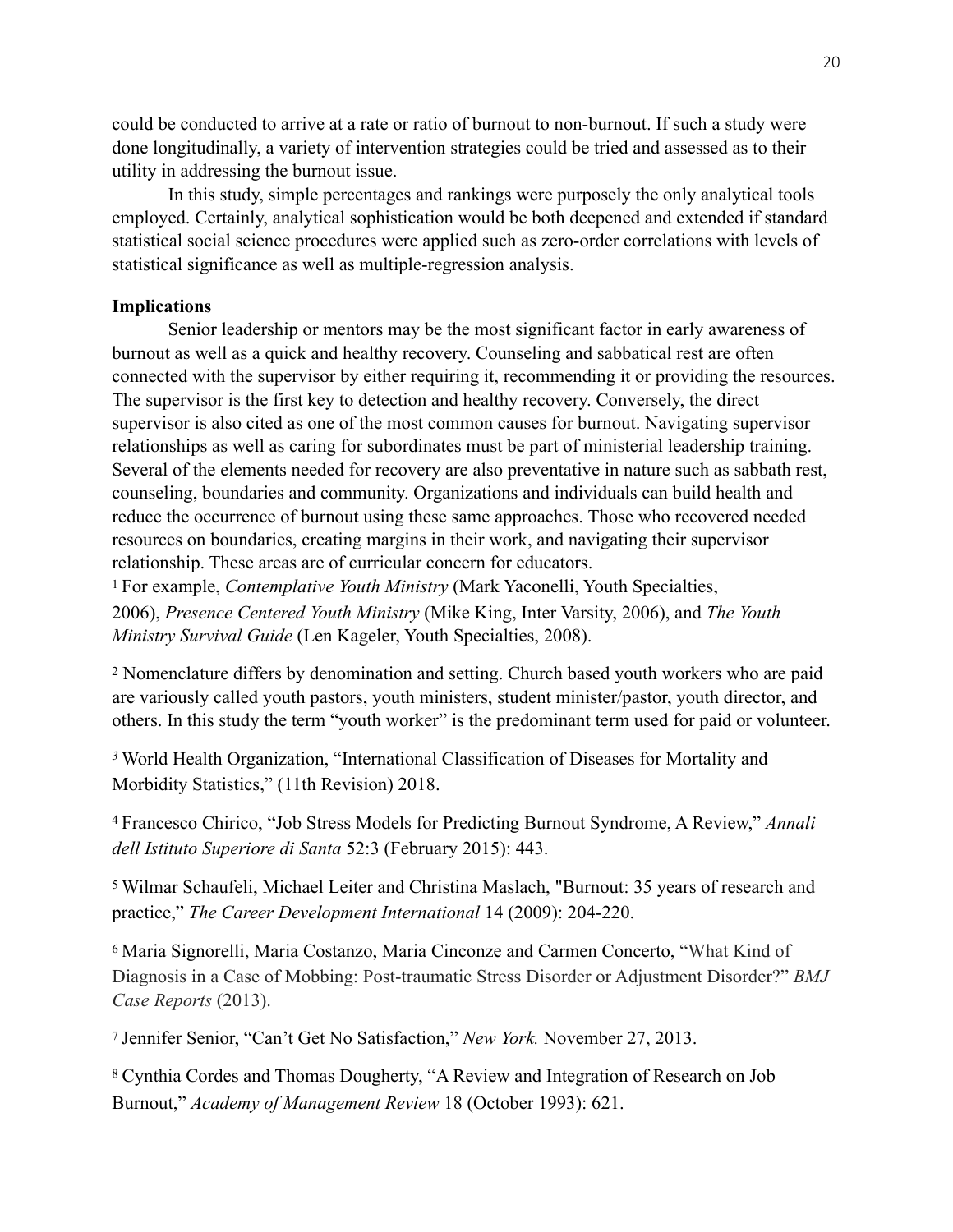could be conducted to arrive at a rate or ratio of burnout to non-burnout. If such a study were done longitudinally, a variety of intervention strategies could be tried and assessed as to their utility in addressing the burnout issue.

In this study, simple percentages and rankings were purposely the only analytical tools employed. Certainly, analytical sophistication would be both deepened and extended if standard statistical social science procedures were applied such as zero-order correlations with levels of statistical significance as well as multiple-regression analysis.

**Implications**

Senior leadership or mentors may be the most significant factor in early awareness of burnout as well as a quick and healthy recovery. Counseling and sabbatical rest are often connected with the supervisor by either requiring it, recommending it or providing the resources. The supervisor is the first key to detection and healthy recovery. Conversely, the direct supervisor is also cited as one of the most common causes for burnout. Navigating supervisor relationships as well as caring for subordinates must be part of ministerial leadership training. Several of the elements needed for recovery are also preventative in nature such as sabbath rest, counseling, boundaries and community. Organizations and individuals can build health and reduce the occurrence of burnout using these same approaches. Those who recovered needed resources on boundaries, creating margins in their work, and navigating their supervisor relationship. These areas are of curricular concern for educators.

[1] For example, *Contemplative Youth Ministry* (Mark Yaconelli, Youth Specialties, 2006), *Presence Centered Youth Ministry* (Mike King, Inter Varsity, 2006), and *The Youth Ministry Survival Guide* (Len Kageler, Youth Specialties, 2008).

[2] Nomenclature differs by denomination and setting. Church based youth workers who are paid are variously called youth pastors, youth ministers, student minister/pastor, youth director, and others. In this study the term "youth worker" is the predominant term used for paid or volunteer.

[3] World Health Organization, "International Classification of Diseases for Mortality and Morbidity Statistics," (11th Revision) 2018.

[4] Francesco Chirico, "Job Stress Models for Predicting Burnout Syndrome, A Review," *Annali dell Istituto Superiore di Santa* 52:3 (February 2015): 443.

[5] Wilmar Schaufeli, Michael Leiter and Christina Maslach, "Burnout: 35 years of research and practice," *The Career Development International* 14 (2009): 204-220.

[6] Maria Signorelli, Maria Costanzo, Maria Cinconze and Carmen Concerto, "What Kind of Diagnosis in a Case of Mobbing: Post-traumatic Stress Disorder or Adjustment Disorder?" *BMJ Case Reports* (2013).

[7] Jennifer Senior, "Can't Get No Satisfaction," *New York.* November 27, 2013.

[8] Cynthia Cordes and Thomas Dougherty, "A Review and Integration of Research on Job Burnout," *Academy of Management Review* 18 (October 1993): 621.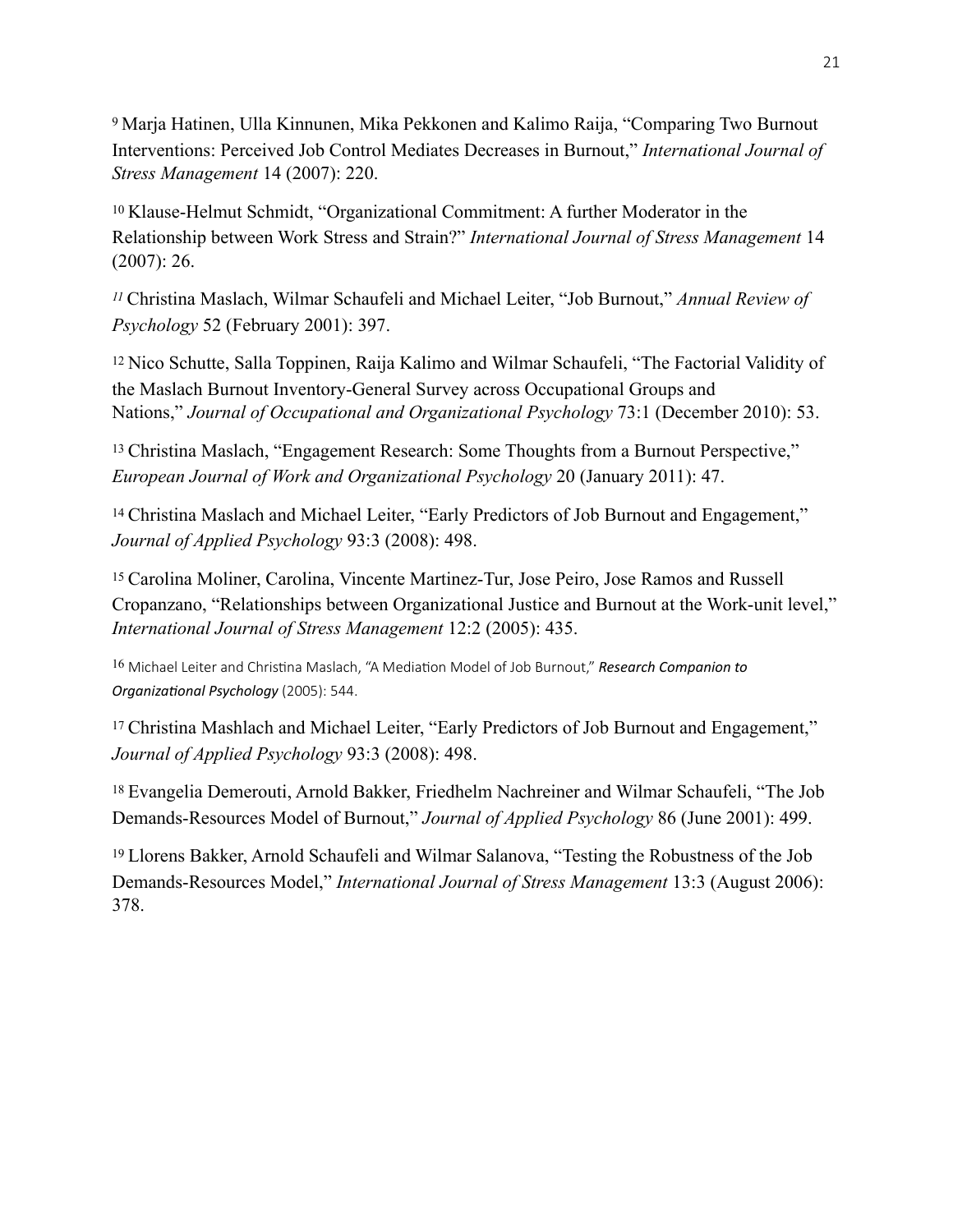[9] Marja Hatinen, Ulla Kinnunen, Mika Pekkonen and Kalimo Raija, "Comparing Two Burnout Interventions: Perceived Job Control Mediates Decreases in Burnout," *International Journal of Stress Management* 14 (2007): 220.

[10] Klause-Helmut Schmidt, "Organizational Commitment: A further Moderator in the Relationship between Work Stress and Strain?" *International Journal of Stress Management* 14 (2007): 26.

[11] Christina Maslach, Wilmar Schaufeli and Michael Leiter, "Job Burnout," *Annual Review of Psychology* 52 (February 2001): 397.

[12] Nico Schutte, Salla Toppinen, Raija Kalimo and Wilmar Schaufeli, "The Factorial Validity of the Maslach Burnout Inventory-General Survey across Occupational Groups and Nations," *Journal of Occupational and Organizational Psychology* 73:1 (December 2010): 53.

[13] Christina Maslach, "Engagement Research: Some Thoughts from a Burnout Perspective," *European Journal of Work and Organizational Psychology* 20 (January 2011): 47.

[14] Christina Maslach and Michael Leiter, "Early Predictors of Job Burnout and Engagement," *Journal of Applied Psychology* 93:3 (2008): 498.

[15] Carolina Moliner, Carolina, Vincente Martinez-Tur, Jose Peiro, Jose Ramos and Russell Cropanzano, "Relationships between Organizational Justice and Burnout at the Work-unit level," *International Journal of Stress Management* 12:2 (2005): 435.

[16] Michael Leiter and Christina Maslach, "A Mediation Model of Job Burnout," ***Research Companion to Organizational Psychology*** (2005): 544.

[17] Christina Mashlach and Michael Leiter, "Early Predictors of Job Burnout and Engagement," *Journal of Applied Psychology* 93:3 (2008): 498.

[18] Evangelia Demerouti, Arnold Bakker, Friedhelm Nachreiner and Wilmar Schaufeli, "The Job Demands-Resources Model of Burnout," *Journal of Applied Psychology* 86 (June 2001): 499.

[19] Llorens Bakker, Arnold Schaufeli and Wilmar Salanova, "Testing the Robustness of the Job Demands-Resources Model," *International Journal of Stress Management* 13:3 (August 2006): 378.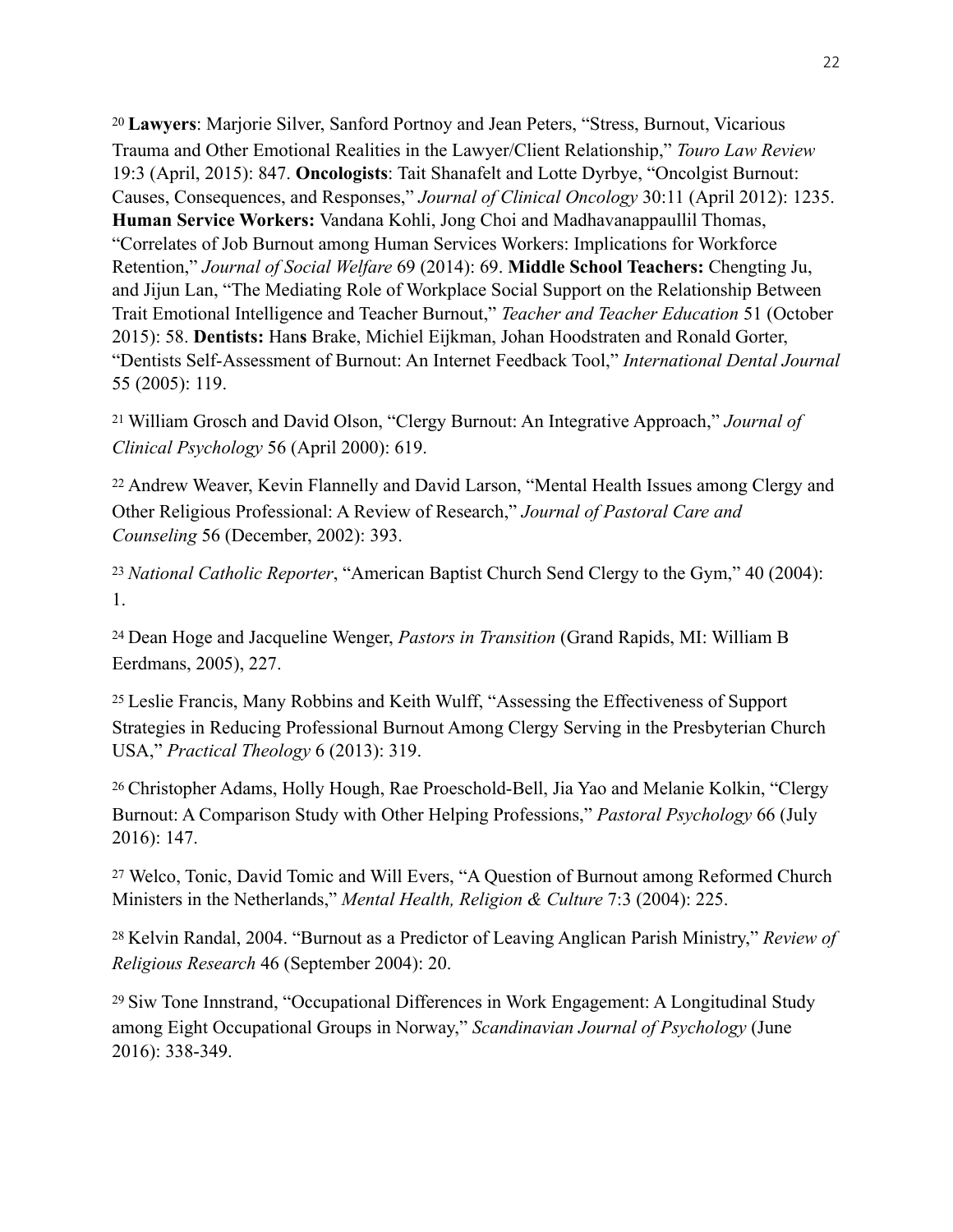[20] **Lawyers**: Marjorie Silver, Sanford Portnoy and Jean Peters, "Stress, Burnout, Vicarious Trauma and Other Emotional Realities in the Lawyer/Client Relationship," *Touro Law Review* 19:3 (April, 2015): 847. **Oncologists**: Tait Shanafelt and Lotte Dyrbye, "Oncolgist Burnout: Causes, Consequences, and Responses," *Journal of Clinical Oncology* 30:11 (April 2012): 1235. **Human Service Workers:** Vandana Kohli, Jong Choi and Madhavanappaullil Thomas, "Correlates of Job Burnout among Human Services Workers: Implications for Workforce Retention," *Journal of Social Welfare* 69 (2014): 69. **Middle School Teachers:** Chengting Ju, and Jijun Lan, "The Mediating Role of Workplace Social Support on the Relationship Between Trait Emotional Intelligence and Teacher Burnout," *Teacher and Teacher Education* 51 (October 2015): 58. **Dentists:** Hans Brake, Michiel Eijkman, Johan Hoodstraten and Ronald Gorter, "Dentists Self-Assessment of Burnout: An Internet Feedback Tool," *International Dental Journal* 55 (2005): 119.

[21] William Grosch and David Olson, "Clergy Burnout: An Integrative Approach," *Journal of Clinical Psychology* 56 (April 2000): 619.

[22] Andrew Weaver, Kevin Flannelly and David Larson, "Mental Health Issues among Clergy and Other Religious Professional: A Review of Research," *Journal of Pastoral Care and Counseling* 56 (December, 2002): 393.

[23] *National Catholic Reporter*, "American Baptist Church Send Clergy to the Gym," 40 (2004): 1.

[24] Dean Hoge and Jacqueline Wenger, *Pastors in Transition* (Grand Rapids, MI: William B Eerdmans, 2005), 227.

[25] Leslie Francis, Many Robbins and Keith Wulff, "Assessing the Effectiveness of Support Strategies in Reducing Professional Burnout Among Clergy Serving in the Presbyterian Church USA," *Practical Theology* 6 (2013): 319.

[26] Christopher Adams, Holly Hough, Rae Proeschold-Bell, Jia Yao and Melanie Kolkin, "Clergy Burnout: A Comparison Study with Other Helping Professions," *Pastoral Psychology* 66 (July 2016): 147.

[27] Welco, Tonic, David Tomic and Will Evers, "A Question of Burnout among Reformed Church Ministers in the Netherlands," *Mental Health, Religion & Culture* 7:3 (2004): 225.

[28] Kelvin Randal, 2004. "Burnout as a Predictor of Leaving Anglican Parish Ministry," *Review of Religious Research* 46 (September 2004): 20.

[29] Siw Tone Innstrand, "Occupational Differences in Work Engagement: A Longitudinal Study among Eight Occupational Groups in Norway," *Scandinavian Journal of Psychology* (June 2016): 338-349.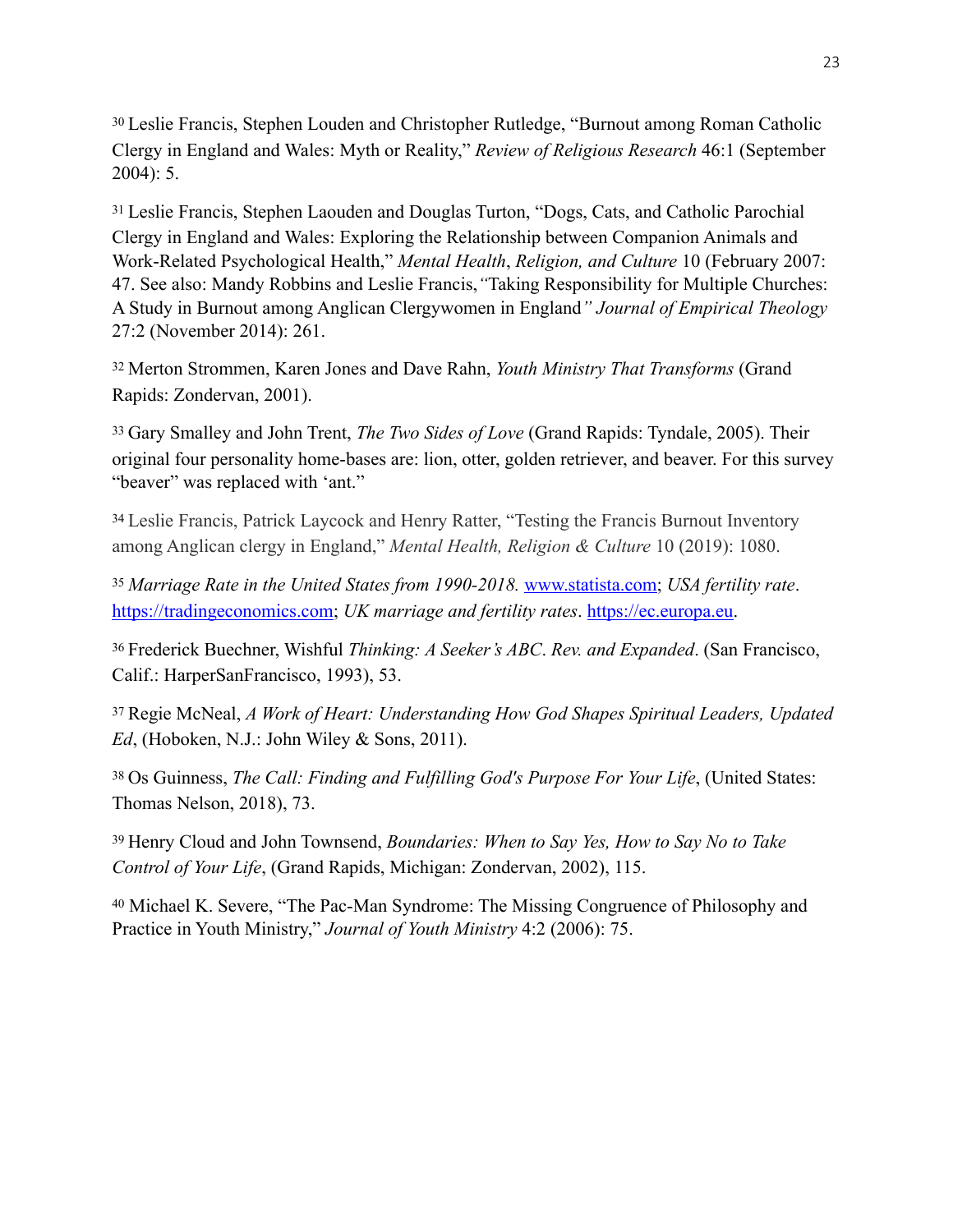[30] Leslie Francis, Stephen Louden and Christopher Rutledge, "Burnout among Roman Catholic Clergy in England and Wales: Myth or Reality," *Review of Religious Research* 46:1 (September 2004): 5.

[31] Leslie Francis, Stephen Laouden and Douglas Turton, "Dogs, Cats, and Catholic Parochial Clergy in England and Wales: Exploring the Relationship between Companion Animals and Work-Related Psychological Health," *Mental Health*, *Religion, and Culture* 10 (February 2007: 47. See also: Mandy Robbins and Leslie Francis,*"*Taking Responsibility for Multiple Churches: A Study in Burnout among Anglican Clergywomen in England*" Journal of Empirical Theology* 27:2 (November 2014): 261.

[32] Merton Strommen, Karen Jones and Dave Rahn, *Youth Ministry That Transforms* (Grand Rapids: Zondervan, 2001).

[33] Gary Smalley and John Trent, *The Two Sides of Love* (Grand Rapids: Tyndale, 2005). Their original four personality home-bases are: lion, otter, golden retriever, and beaver. For this survey "beaver" was replaced with 'ant."

[34] Leslie Francis, Patrick Laycock and Henry Ratter, "Testing the Francis Burnout Inventory among Anglican clergy in England," *Mental Health, Religion & Culture* 10 (2019): 1080.

[35] *Marriage Rate in the United States from 1990-2018.* www.statista.com; *USA fertility rate*. https://tradingeconomics.com; *UK marriage and fertility rates*. https://ec.europa.eu.

[36] Frederick Buechner, Wishful *Thinking: A Seeker's ABC*. *Rev. and Expanded*. (San Francisco, Calif.: HarperSanFrancisco, 1993), 53.

[37] Regie McNeal, *A Work of Heart: Understanding How God Shapes Spiritual Leaders, Updated Ed*, (Hoboken, N.J.: John Wiley & Sons, 2011).

[38] Os Guinness, *The Call: Finding and Fulfilling God's Purpose For Your Life*, (United States: Thomas Nelson, 2018), 73.

[39] Henry Cloud and John Townsend, *Boundaries: When to Say Yes, How to Say No to Take Control of Your Life*, (Grand Rapids, Michigan: Zondervan, 2002), 115.

[40] Michael K. Severe, "The Pac-Man Syndrome: The Missing Congruence of Philosophy and Practice in Youth Ministry," *Journal of Youth Ministry* 4:2 (2006): 75.